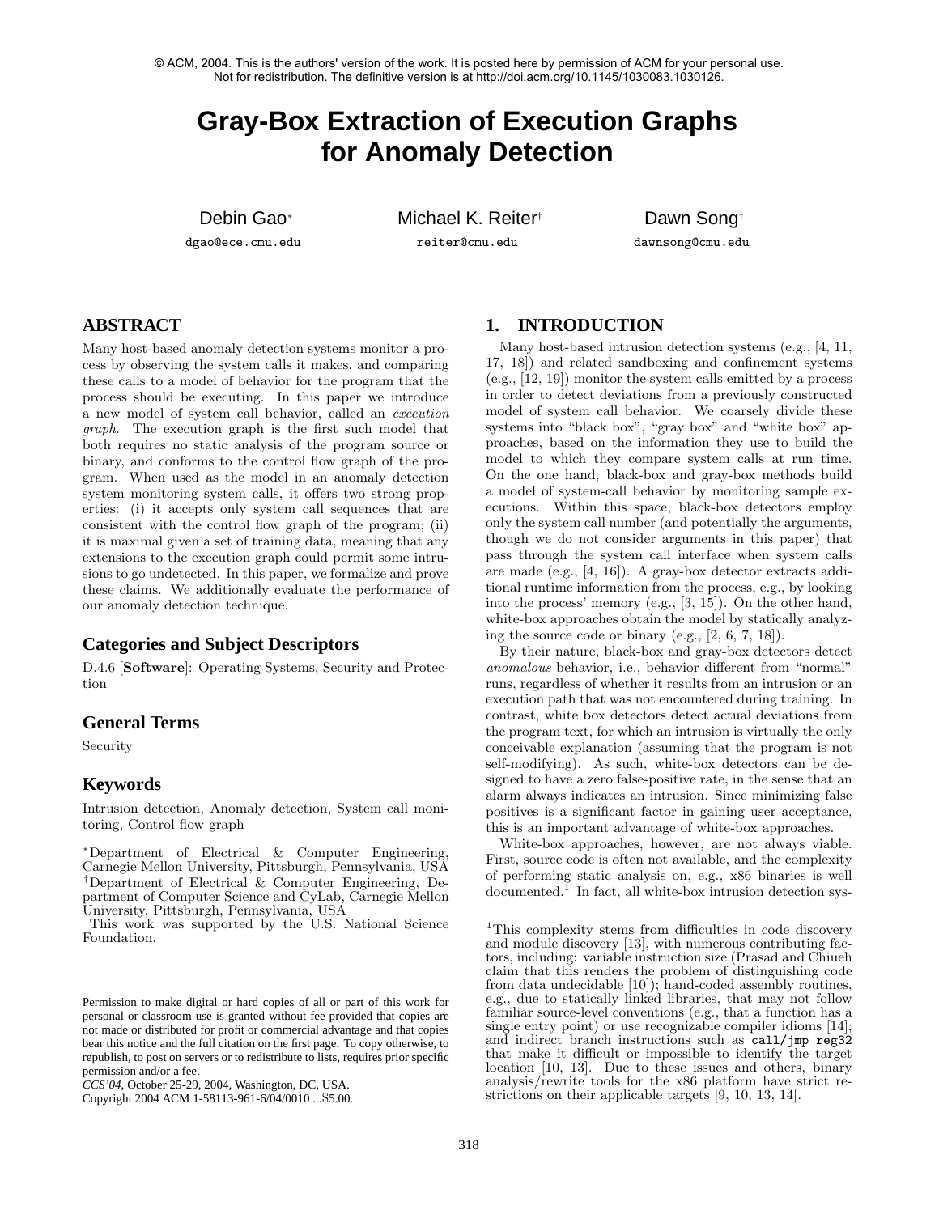© ACM, 2004. This is the authors' version of the work. It is posted here by permission of ACM for your personal use. Not for redistribution. The definitive version is at http://doi.acm.org/10.1145/1030083.1030126.

# Gray-Box Extraction of Execution Graphs for Anomaly Detection

Debin Gao[*]  
dgao@ece.cmu.edu

Michael K. Reiter[†]  
reiter@cmu.edu

Dawn Song[†]  
dawnsong@cmu.edu

## ABSTRACT

Many host-based anomaly detection systems monitor a process by observing the system calls it makes, and comparing these calls to a model of behavior for the program that the process should be executing. In this paper we introduce a new model of system call behavior, called an *execution graph*. The execution graph is the first such model that both requires no static analysis of the program source or binary, and conforms to the control flow graph of the program. When used as the model in an anomaly detection system monitoring system calls, it offers two strong properties: (i) it accepts only system call sequences that are consistent with the control flow graph of the program; (ii) it is maximal given a set of training data, meaning that any extensions to the execution graph could permit some intrusions to go undetected. In this paper, we formalize and prove these claims. We additionally evaluate the performance of our anomaly detection technique.

### Categories and Subject Descriptors

D.4.6 [**Software**]: Operating Systems, Security and Protection

### General Terms

Security

### Keywords

Intrusion detection, Anomaly detection, System call monitoring, Control flow graph

[*]Department of Electrical & Computer Engineering, Carnegie Mellon University, Pittsburgh, Pennsylvania, USA  
[†]Department of Electrical & Computer Engineering, Department of Computer Science and CyLab, Carnegie Mellon University, Pittsburgh, Pennsylvania, USA  
This work was supported by the U.S. National Science Foundation.

Permission to make digital or hard copies of all or part of this work for personal or classroom use is granted without fee provided that copies are not made or distributed for profit or commercial advantage and that copies bear this notice and the full citation on the first page. To copy otherwise, to republish, to post on servers or to redistribute to lists, requires prior specific permission and/or a fee.  
*CCS'04*, October 25-29, 2004, Washington, DC, USA.  
Copyright 2004 ACM 1-58113-961-6/04/0010 ...$5.00.

## 1. INTRODUCTION

Many host-based intrusion detection systems (e.g., [4, 11, 17, 18]) and related sandboxing and confinement systems (e.g., [12, 19]) monitor the system calls emitted by a process in order to detect deviations from a previously constructed model of system call behavior. We coarsely divide these systems into "black box", "gray box" and "white box" approaches, based on the information they use to build the model to which they compare system calls at run time. On the one hand, black-box and gray-box methods build a model of system-call behavior by monitoring sample executions. Within this space, black-box detectors employ only the system call number (and potentially the arguments, though we do not consider arguments in this paper) that pass through the system call interface when system calls are made (e.g., [4, 16]). A gray-box detector extracts additional runtime information from the process, e.g., by looking into the process' memory (e.g., [3, 15]). On the other hand, white-box approaches obtain the model by statically analyzing the source code or binary (e.g., [2, 6, 7, 18]).

By their nature, black-box and gray-box detectors detect *anomalous* behavior, i.e., behavior different from "normal" runs, regardless of whether it results from an intrusion or an execution path that was not encountered during training. In contrast, white box detectors detect actual deviations from the program text, for which an intrusion is virtually the only conceivable explanation (assuming that the program is not self-modifying). As such, white-box detectors can be designed to have a zero false-positive rate, in the sense that an alarm always indicates an intrusion. Since minimizing false positives is a significant factor in gaining user acceptance, this is an important advantage of white-box approaches.

White-box approaches, however, are not always viable. First, source code is often not available, and the complexity of performing static analysis on, e.g., x86 binaries is well documented.[1] In fact, all white-box intrusion detection sys-

[1]This complexity stems from difficulties in code discovery and module discovery [13], with numerous contributing factors, including: variable instruction size (Prasad and Chiueh claim that this renders the problem of distinguishing code from data undecidable [10]); hand-coded assembly routines, e.g., due to statically linked libraries, that may not follow familiar source-level conventions (e.g., that a function has a single entry point) or use recognizable compiler idioms [14]; and indirect branch instructions such as `call/jmp reg32` that make it difficult or impossible to identify the target location [10, 13]. Due to these issues and others, binary analysis/rewrite tools for the x86 platform have strict restrictions on their applicable targets [9, 10, 13, 14].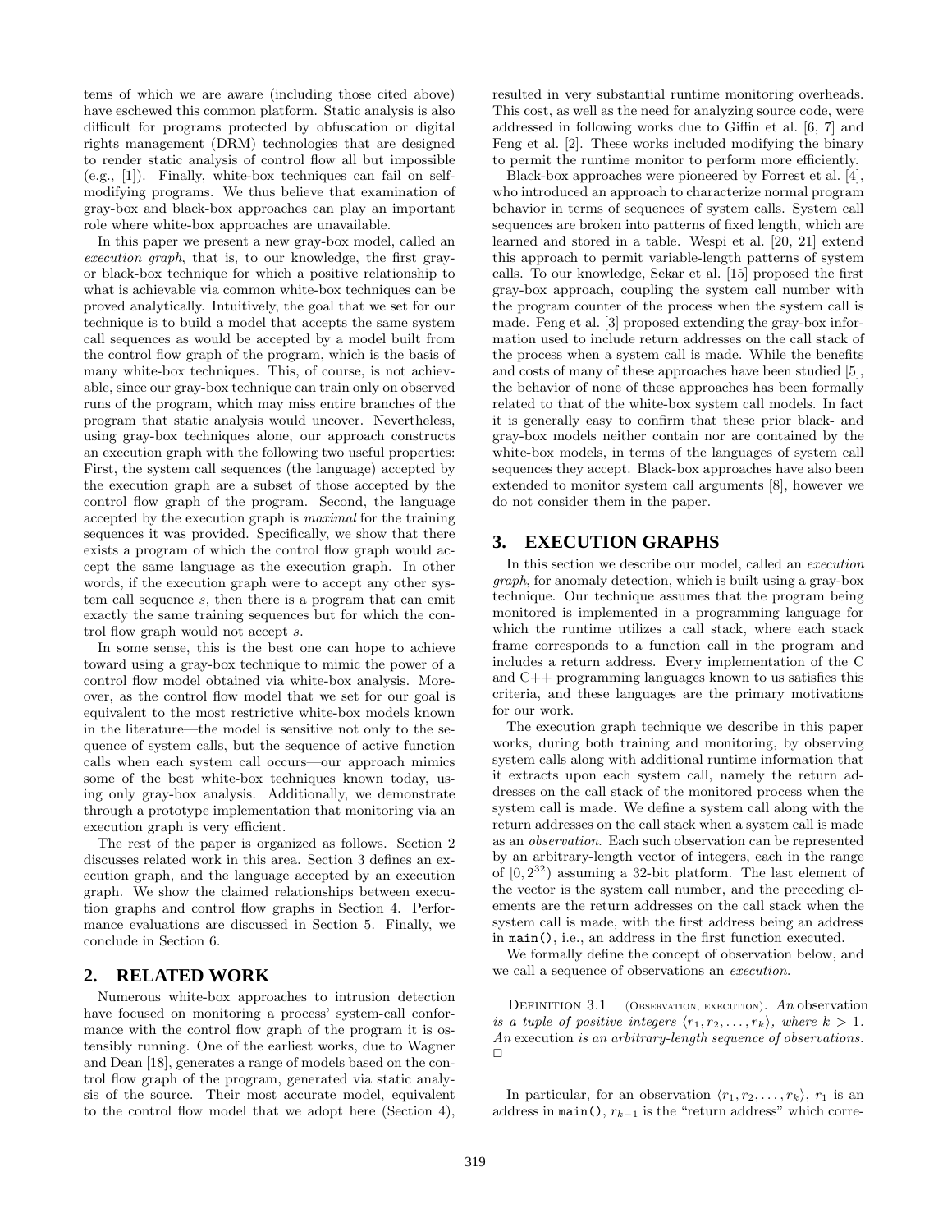tems of which we are aware (including those cited above) have eschewed this common platform. Static analysis is also difficult for programs protected by obfuscation or digital rights management (DRM) technologies that are designed to render static analysis of control flow all but impossible (e.g., [1]). Finally, white-box techniques can fail on self-modifying programs. We thus believe that examination of gray-box and black-box approaches can play an important role where white-box approaches are unavailable.

In this paper we present a new gray-box model, called an *execution graph*, that is, to our knowledge, the first gray- or black-box technique for which a positive relationship to what is achievable via common white-box techniques can be proved analytically. Intuitively, the goal that we set for our technique is to build a model that accepts the same system call sequences as would be accepted by a model built from the control flow graph of the program, which is the basis of many white-box techniques. This, of course, is not achievable, since our gray-box technique can train only on observed runs of the program, which may miss entire branches of the program that static analysis would uncover. Nevertheless, using gray-box techniques alone, our approach constructs an execution graph with the following two useful properties: First, the system call sequences (the language) accepted by the execution graph are a subset of those accepted by the control flow graph of the program. Second, the language accepted by the execution graph is *maximal* for the training sequences it was provided. Specifically, we show that there exists a program of which the control flow graph would accept the same language as the execution graph. In other words, if the execution graph were to accept any other system call sequence $s$, then there is a program that can emit exactly the same training sequences but for which the control flow graph would not accept $s$.

In some sense, this is the best one can hope to achieve toward using a gray-box technique to mimic the power of a control flow model obtained via white-box analysis. Moreover, as the control flow model that we set for our goal is equivalent to the most restrictive white-box models known in the literature—the model is sensitive not only to the sequence of system calls, but the sequence of active function calls when each system call occurs—our approach mimics some of the best white-box techniques known today, using only gray-box analysis. Additionally, we demonstrate through a prototype implementation that monitoring via an execution graph is very efficient.

The rest of the paper is organized as follows. Section 2 discusses related work in this area. Section 3 defines an execution graph, and the language accepted by an execution graph. We show the claimed relationships between execution graphs and control flow graphs in Section 4. Performance evaluations are discussed in Section 5. Finally, we conclude in Section 6.

## 2. RELATED WORK

Numerous white-box approaches to intrusion detection have focused on monitoring a process' system-call conformance with the control flow graph of the program it is ostensibly running. One of the earliest works, due to Wagner and Dean [18], generates a range of models based on the control flow graph of the program, generated via static analysis of the source. Their most accurate model, equivalent to the control flow model that we adopt here (Section 4), resulted in very substantial runtime monitoring overheads. This cost, as well as the need for analyzing source code, were addressed in following works due to Giffin et al. [6, 7] and Feng et al. [2]. These works included modifying the binary to permit the runtime monitor to perform more efficiently.

Black-box approaches were pioneered by Forrest et al. [4], who introduced an approach to characterize normal program behavior in terms of sequences of system calls. System call sequences are broken into patterns of fixed length, which are learned and stored in a table. Wespi et al. [20, 21] extend this approach to permit variable-length patterns of system calls. To our knowledge, Sekar et al. [15] proposed the first gray-box approach, coupling the system call number with the program counter of the process when the system call is made. Feng et al. [3] proposed extending the gray-box information used to include return addresses on the call stack of the process when a system call is made. While the benefits and costs of many of these approaches have been studied [5], the behavior of none of these approaches has been formally related to that of the white-box system call models. In fact it is generally easy to confirm that these prior black- and gray-box models neither contain nor are contained by the white-box models, in terms of the languages of system call sequences they accept. Black-box approaches have also been extended to monitor system call arguments [8], however we do not consider them in the paper.

## 3. EXECUTION GRAPHS

In this section we describe our model, called an *execution graph*, for anomaly detection, which is built using a gray-box technique. Our technique assumes that the program being monitored is implemented in a programming language for which the runtime utilizes a call stack, where each stack frame corresponds to a function call in the program and includes a return address. Every implementation of the C and C++ programming languages known to us satisfies this criteria, and these languages are the primary motivations for our work.

The execution graph technique we describe in this paper works, during both training and monitoring, by observing system calls along with additional runtime information that it extracts upon each system call, namely the return addresses on the call stack of the monitored process when the system call is made. We define a system call along with the return addresses on the call stack when a system call is made as an *observation*. Each such observation can be represented by an arbitrary-length vector of integers, each in the range of $[0, 2^{32})$ assuming a 32-bit platform. The last element of the vector is the system call number, and the preceding elements are the return addresses on the call stack when the system call is made, with the first address being an address in `main()`, i.e., an address in the first function executed.

We formally define the concept of observation below, and we call a sequence of observations an *execution*.

Definition 3.1 (Observation, execution). *An* observation *is a tuple of positive integers $\langle r_1, r_2, \ldots, r_k \rangle$, where $k > 1$. An* execution *is an arbitrary-length sequence of observations.* □

In particular, for an observation $\langle r_1, r_2, \ldots, r_k \rangle$, $r_1$ is an address in `main()`, $r_{k-1}$ is the "return address" which corre-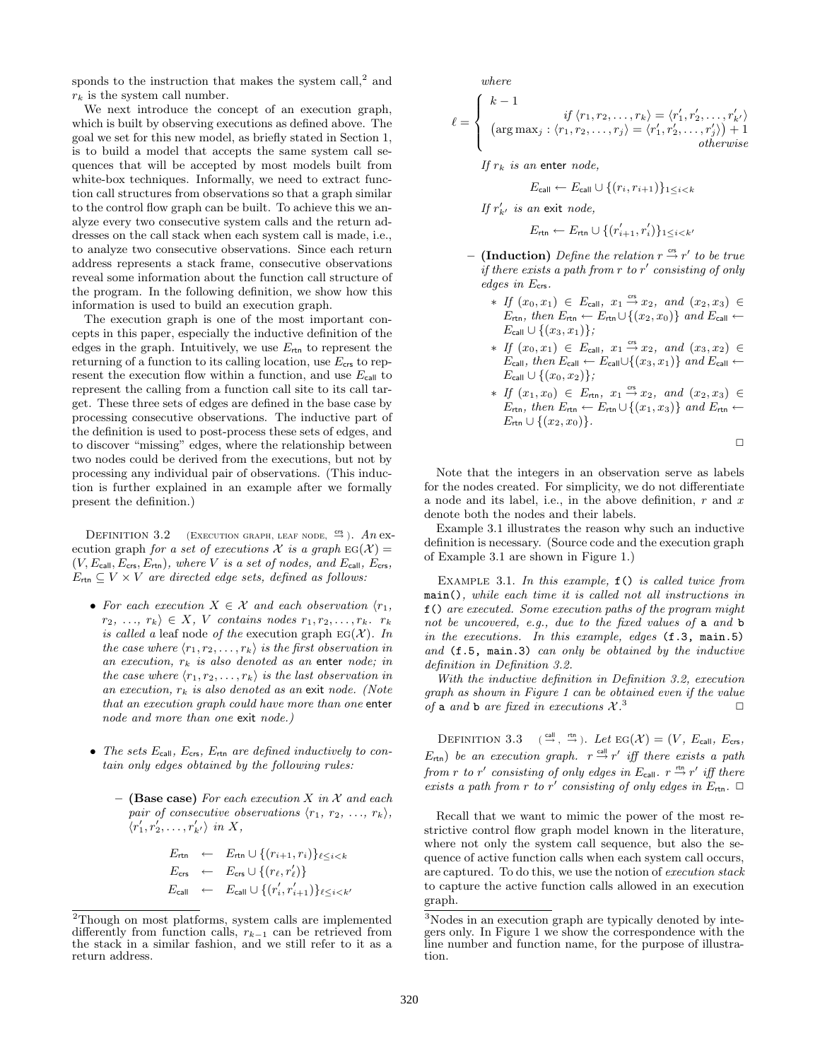sponds to the instruction that makes the system call,[2] and $r_k$ is the system call number.

We next introduce the concept of an execution graph, which is built by observing executions as defined above. The goal we set for this new model, as briefly stated in Section 1, is to build a model that accepts the same system call sequences that will be accepted by most models built from white-box techniques. Informally, we need to extract function call structures from observations so that a graph similar to the control flow graph can be built. To achieve this we analyze every two consecutive system calls and the return addresses on the call stack when each system call is made, i.e., to analyze two consecutive observations. Since each return address represents a stack frame, consecutive observations reveal some information about the function call structure of the program. In the following definition, we show how this information is used to build an execution graph.

The execution graph is one of the most important concepts in this paper, especially the inductive definition of the edges in the graph. Intuitively, we use $E_{\mathsf{rtn}}$ to represent the returning of a function to its calling location, use $E_{\mathsf{crs}}$ to represent the execution flow within a function, and use $E_{\mathsf{call}}$ to represent the calling from a function call site to its call target. These three sets of edges are defined in the base case by processing consecutive observations. The inductive part of the definition is used to post-process these sets of edges, and to discover "missing" edges, where the relationship between two nodes could be derived from the executions, but not by processing any individual pair of observations. (This induction is further explained in an example after we formally present the definition.)

Definition 3.2 (Execution graph, leaf node, $\stackrel{\mathsf{crs}}{\to}$). *An execution graph for a set of executions $\mathcal{X}$ is a graph $\text{EG}(\mathcal{X}) = (V, E_{\mathsf{call}}, E_{\mathsf{crs}}, E_{\mathsf{rtn}})$, where $V$ is a set of nodes, and $E_{\mathsf{call}}$, $E_{\mathsf{crs}}$, $E_{\mathsf{rtn}} \subseteq V \times V$ are directed edge sets, defined as follows:*

- *For each execution $X \in \mathcal{X}$ and each observation $\langle r_1, r_2, \ldots, r_k \rangle \in X$, $V$ contains nodes $r_1, r_2, \ldots, r_k$. $r_k$ is called a* leaf node *of the* execution graph *$\text{EG}(\mathcal{X})$. In the case where $\langle r_1, r_2, \ldots, r_k \rangle$ is the first observation in an execution, $r_k$ is also denoted as an* enter *node; in the case where $\langle r_1, r_2, \ldots, r_k \rangle$ is the last observation in an execution, $r_k$ is also denoted as an* exit *node. (Note that an execution graph could have more than one* enter *node and more than one* exit *node.)*

- *The sets $E_{\mathsf{call}}$, $E_{\mathsf{crs}}$, $E_{\mathsf{rtn}}$ are defined inductively to contain only edges obtained by the following rules:*

  - **(Base case)** *For each execution $X$ in $\mathcal{X}$ and each pair of consecutive observations $\langle r_1, r_2, \ldots, r_k \rangle$, $\langle r'_1, r'_2, \ldots, r'_{k'} \rangle$ in $X$,*

  $$\begin{aligned} E_{\mathsf{rtn}} &\leftarrow E_{\mathsf{rtn}} \cup \{(r_{i+1}, r_i)\}_{\ell \le i < k} \\ E_{\mathsf{crs}} &\leftarrow E_{\mathsf{crs}} \cup \{(r_\ell, r'_\ell)\} \\ E_{\mathsf{call}} &\leftarrow E_{\mathsf{call}} \cup \{(r'_i, r'_{i+1})\}_{\ell \le i < k'} \end{aligned}$$

  *where*

  $$\ell = \begin{cases} k-1 & \text{if } \langle r_1, r_2, \ldots, r_k \rangle = \langle r'_1, r'_2, \ldots, r'_{k'} \rangle \\ \left(\arg\max_j : \langle r_1, r_2, \ldots, r_j \rangle = \langle r'_1, r'_2, \ldots, r'_j \rangle\right) + 1 & \text{otherwise} \end{cases}$$

  *If $r_k$ is an* enter *node,*

  $$E_{\mathsf{call}} \leftarrow E_{\mathsf{call}} \cup \{(r_i, r_{i+1})\}_{1 \le i < k}$$

  *If $r'_{k'}$ is an* exit *node,*

  $$E_{\mathsf{rtn}} \leftarrow E_{\mathsf{rtn}} \cup \{(r'_{i+1}, r'_i)\}_{1 \le i < k'}$$

  - **(Induction)** *Define the relation $r \stackrel{\mathsf{crs}}{\to} r'$ to be true if there exists a path from $r$ to $r'$ consisting of only edges in $E_{\mathsf{crs}}$.*
    - *If $(x_0, x_1) \in E_{\mathsf{call}}$, $x_1 \stackrel{\mathsf{crs}}{\to} x_2$, and $(x_2, x_3) \in E_{\mathsf{rtn}}$, then $E_{\mathsf{rtn}} \leftarrow E_{\mathsf{rtn}} \cup \{(x_2, x_0)\}$ and $E_{\mathsf{call}} \leftarrow E_{\mathsf{call}} \cup \{(x_3, x_1)\}$;*
    - *If $(x_0, x_1) \in E_{\mathsf{call}}$, $x_1 \stackrel{\mathsf{crs}}{\to} x_2$, and $(x_3, x_2) \in E_{\mathsf{call}}$, then $E_{\mathsf{call}} \leftarrow E_{\mathsf{call}} \cup \{(x_3, x_1)\}$ and $E_{\mathsf{call}} \leftarrow E_{\mathsf{call}} \cup \{(x_0, x_2)\}$;*
    - *If $(x_1, x_0) \in E_{\mathsf{rtn}}$, $x_1 \stackrel{\mathsf{crs}}{\to} x_2$, and $(x_2, x_3) \in E_{\mathsf{rtn}}$, then $E_{\mathsf{rtn}} \leftarrow E_{\mathsf{rtn}} \cup \{(x_1, x_3)\}$ and $E_{\mathsf{rtn}} \leftarrow E_{\mathsf{rtn}} \cup \{(x_2, x_0)\}$.*

□

Note that the integers in an observation serve as labels for the nodes created. For simplicity, we do not differentiate a node and its label, i.e., in the above definition, $r$ and $x$ denote both the nodes and their labels.

Example 3.1 illustrates the reason why such an inductive definition is necessary. (Source code and the execution graph of Example 3.1 are shown in Figure 1.)

Example 3.1. *In this example,* `f()` *is called twice from* `main()`*, while each time it is called not all instructions in* `f()` *are executed. Some execution paths of the program might not be uncovered, e.g., due to the fixed values of* `a` *and* `b` *in the executions. In this example, edges* `(f.3, main.5)` *and* `(f.5, main.3)` *can only be obtained by the inductive definition in Definition 3.2.*

*With the inductive definition in Definition 3.2, execution graph as shown in Figure 1 can be obtained even if the value of* `a` *and* `b` *are fixed in executions $\mathcal{X}$.*[3] □

Definition 3.3 ($\stackrel{\mathsf{call}}{\to}$, $\stackrel{\mathsf{rtn}}{\to}$). *Let $\text{EG}(\mathcal{X}) = (V, E_{\mathsf{call}}, E_{\mathsf{crs}}, E_{\mathsf{rtn}})$ be an execution graph. $r \stackrel{\mathsf{call}}{\to} r'$ iff there exists a path from $r$ to $r'$ consisting of only edges in $E_{\mathsf{call}}$. $r \stackrel{\mathsf{rtn}}{\to} r'$ iff there exists a path from $r$ to $r'$ consisting of only edges in $E_{\mathsf{rtn}}$.* □

Recall that we want to mimic the power of the most restrictive control flow graph model known in the literature, where not only the system call sequence, but also the sequence of active function calls when each system call occurs, are captured. To do this, we use the notion of *execution stack* to capture the active function calls allowed in an execution graph.

---

[2] Though on most platforms, system calls are implemented differently from function calls, $r_{k-1}$ can be retrieved from the stack in a similar fashion, and we still refer to it as a return address.

[3] Nodes in an execution graph are typically denoted by integers only. In Figure 1 we show the correspondence with the line number and function name, for the purpose of illustration.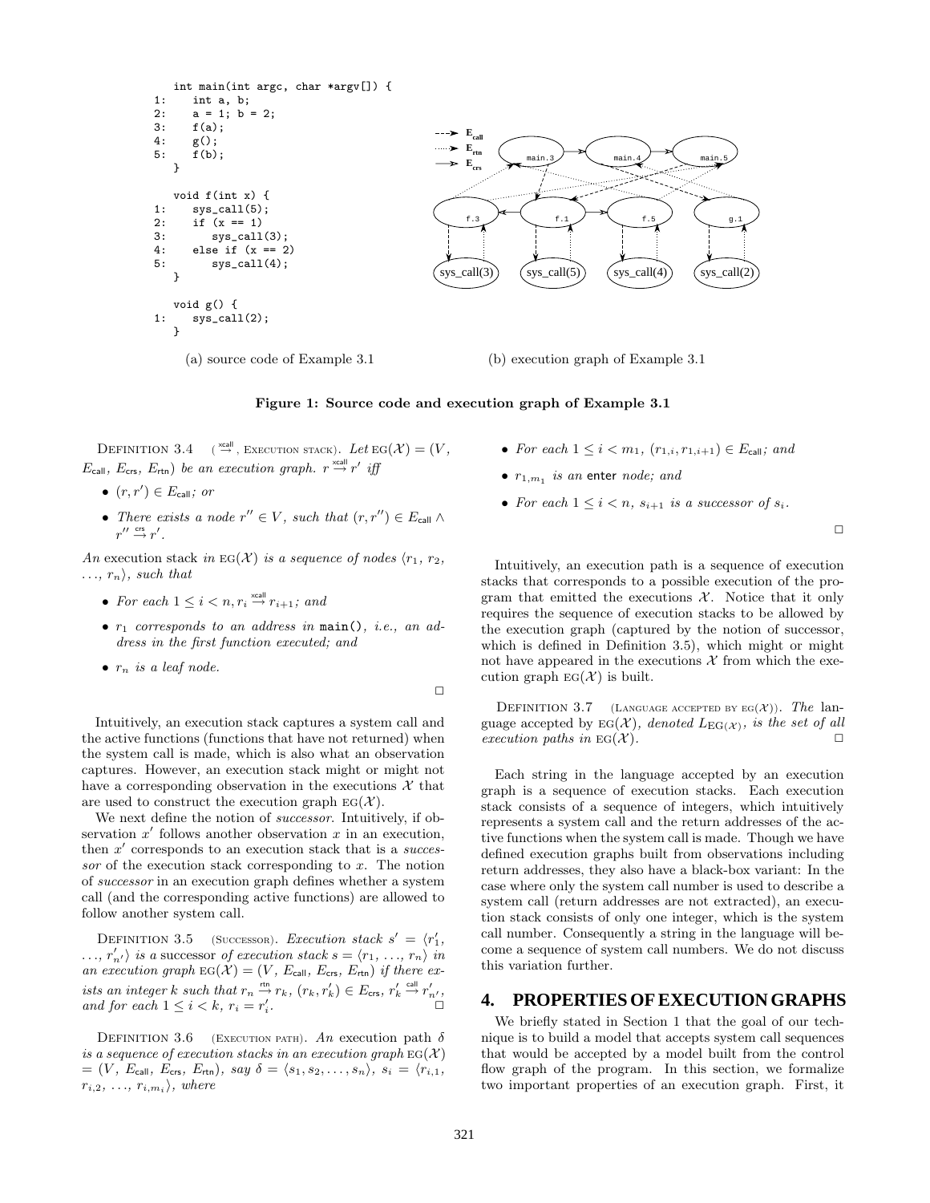```
    int main(int argc, char *argv[]) {
1:     int a, b;
2:     a = 1; b = 2;
3:     f(a);
4:     g();
5:     f(b);
    }

    void f(int x) {
1:     sys_call(5);
2:     if (x == 1)
3:        sys_call(3);
4:     else if (x == 2)
5:        sys_call(4);
    }

    void g() {
1:     sys_call(2);
    }
```

(a) source code of Example 3.1

(b) execution graph of Example 3.1

**Figure 1: Source code and execution graph of Example 3.1**

Definition 3.4 ($\overset{\text{xcall}}{\rightarrow}$, Execution stack). *Let* $\text{EG}(\mathcal{X}) = (V, E_{\text{call}}, E_{\text{crs}}, E_{\text{rtn}})$ *be an execution graph.* $r \overset{\text{xcall}}{\rightarrow} r'$ *iff*

- $(r, r') \in E_{\text{call}}$*; or*
- *There exists a node* $r'' \in V$*, such that* $(r, r'') \in E_{\text{call}} \wedge r'' \overset{\text{crs}}{\rightarrow} r'$.

*An* execution stack *in* $\text{EG}(\mathcal{X})$ *is a sequence of nodes* $\langle r_1, r_2, \ldots, r_n\rangle$*, such that*

- *For each* $1 \le i < n, r_i \overset{\text{xcall}}{\rightarrow} r_{i+1}$*; and*
- $r_1$ *corresponds to an address in* `main()`*, i.e., an address in the first function executed; and*
- $r_n$ *is a leaf node.*

□

Intuitively, an execution stack captures a system call and the active functions (functions that have not returned) when the system call is made, which is also what an observation captures. However, an execution stack might or might not have a corresponding observation in the executions $\mathcal{X}$ that are used to construct the execution graph $\text{EG}(\mathcal{X})$.

We next define the notion of *successor*. Intuitively, if observation $x'$ follows another observation $x$ in an execution, then $x'$ corresponds to an execution stack that is a *successor* of the execution stack corresponding to $x$. The notion of *successor* in an execution graph defines whether a system call (and the corresponding active functions) are allowed to follow another system call.

Definition 3.5 (Successor). *Execution stack* $s' = \langle r'_1, \ldots, r'_{n'}\rangle$ *is a* successor *of execution stack* $s = \langle r_1, \ldots, r_n\rangle$ *in an execution graph* $\text{EG}(\mathcal{X}) = (V, E_{\text{call}}, E_{\text{crs}}, E_{\text{rtn}})$ *if there exists an integer* $k$ *such that* $r_n \overset{\text{rtn}}{\rightarrow} r_k$, $(r_k, r'_k) \in E_{\text{crs}}$, $r'_k \overset{\text{call}}{\rightarrow} r'_{n'}$, *and for each* $1 \le i < k$, $r_i = r'_i$. □

Definition 3.6 (Execution path). *An* execution path $\delta$ *is a sequence of execution stacks in an execution graph* $\text{EG}(\mathcal{X}) = (V, E_{\text{call}}, E_{\text{crs}}, E_{\text{rtn}})$*, say* $\delta = \langle s_1, s_2, \ldots, s_n\rangle$, $s_i = \langle r_{i,1}, r_{i,2}, \ldots, r_{i,m_i}\rangle$*, where*

- *For each* $1 \le i < m_1$, $(r_{1,i}, r_{1,i+1}) \in E_{\text{call}}$*; and*
- $r_{1,m_1}$ *is an* enter *node; and*
- *For each* $1 \le i < n$, $s_{i+1}$ *is a successor of* $s_i$.

□

Intuitively, an execution path is a sequence of execution stacks that corresponds to a possible execution of the program that emitted the executions $\mathcal{X}$. Notice that it only requires the sequence of execution stacks to be allowed by the execution graph (captured by the notion of successor, which is defined in Definition 3.5), which might or might not have appeared in the executions $\mathcal{X}$ from which the execution graph $\text{EG}(\mathcal{X})$ is built.

Definition 3.7 (Language accepted by $\text{EG}(\mathcal{X})$). *The language accepted by* $\text{EG}(\mathcal{X})$*, denoted* $L_{\text{EG}(\mathcal{X})}$*, is the set of all execution paths in* $\text{EG}(\mathcal{X})$. □

Each string in the language accepted by an execution graph is a sequence of execution stacks. Each execution stack consists of a sequence of integers, which intuitively represents a system call and the return addresses of the active functions when the system call is made. Though we have defined execution graphs built from observations including return addresses, they also have a black-box variant: In the case where only the system call number is used to describe a system call (return addresses are not extracted), an execution stack consists of only one integer, which is the system call number. Consequently a string in the language will become a sequence of system call numbers. We do not discuss this variation further.

# 4. PROPERTIES OF EXECUTION GRAPHS

We briefly stated in Section 1 that the goal of our technique is to build a model that accepts system call sequences that would be accepted by a model built from the control flow graph of the program. In this section, we formalize two important properties of an execution graph. First, it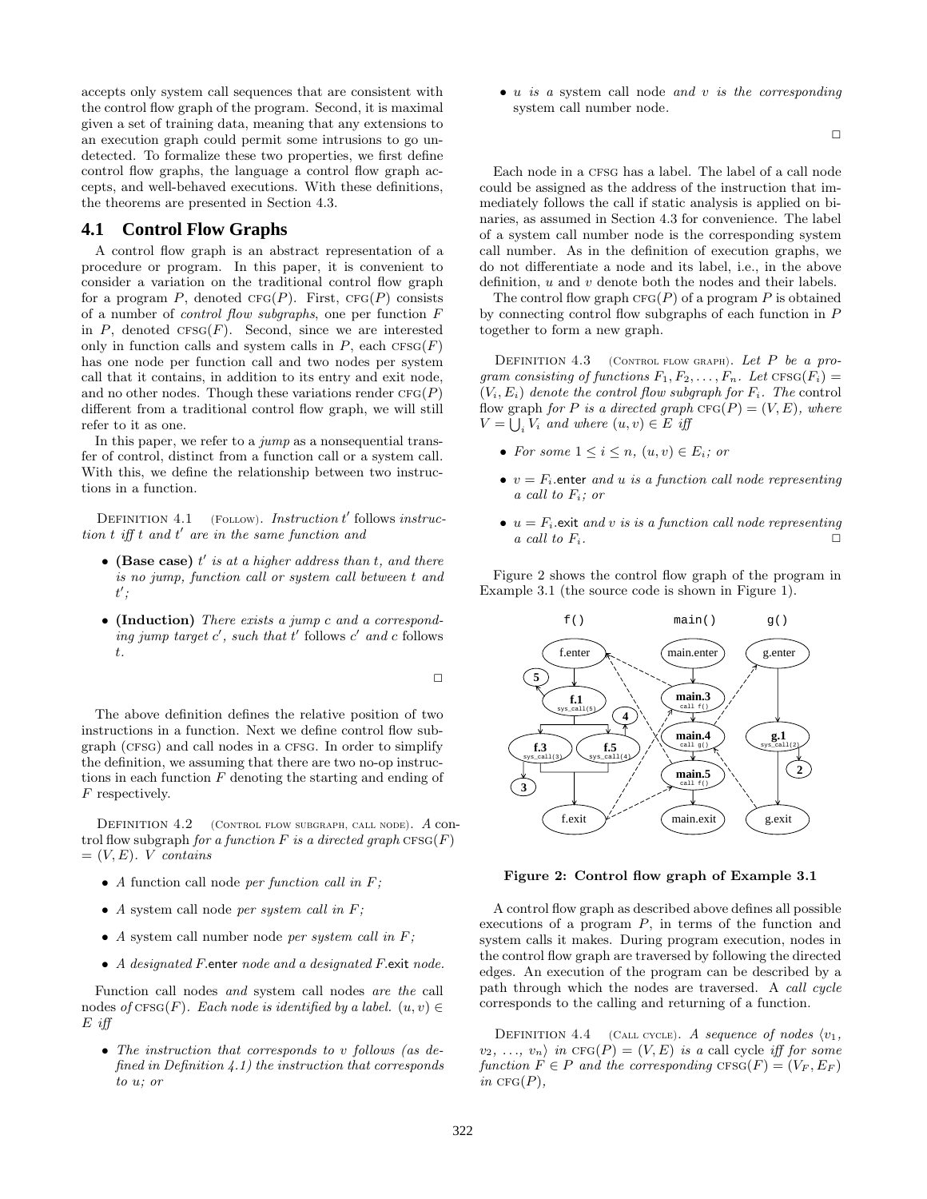accepts only system call sequences that are consistent with the control flow graph of the program. Second, it is maximal given a set of training data, meaning that any extensions to an execution graph could permit some intrusions to go undetected. To formalize these two properties, we first define control flow graphs, the language a control flow graph accepts, and well-behaved executions. With these definitions, the theorems are presented in Section 4.3.

## 4.1 Control Flow Graphs

A control flow graph is an abstract representation of a procedure or program. In this paper, it is convenient to consider a variation on the traditional control flow graph for a program $P$, denoted CFG($P$). First, CFG($P$) consists of a number of *control flow subgraphs*, one per function $F$ in $P$, denoted CFSG($F$). Second, since we are interested only in function calls and system calls in $P$, each CFSG($F$) has one node per function call and two nodes per system call that it contains, in addition to its entry and exit node, and no other nodes. Though these variations render CFG($P$) different from a traditional control flow graph, we will still refer to it as one.

In this paper, we refer to a *jump* as a nonsequential transfer of control, distinct from a function call or a system call. With this, we define the relationship between two instructions in a function.

Definition 4.1 (Follow). *Instruction $t'$* follows *instruction $t$ iff $t$ and $t'$ are in the same function and*

- **(Base case)** *$t'$ is at a higher address than $t$, and there is no jump, function call or system call between $t$ and $t'$;*
- **(Induction)** *There exists a jump $c$ and a corresponding jump target $c'$, such that $t'$ follows $c'$ and $c$ follows $t$.*

□

The above definition defines the relative position of two instructions in a function. Next we define control flow subgraph (CFSG) and call nodes in a CFSG. In order to simplify the definition, we assuming that there are two no-op instructions in each function $F$ denoting the starting and ending of $F$ respectively.

Definition 4.2 (Control flow subgraph, call node). *A* control flow subgraph *for a function $F$ is a directed graph* CFSG($F$) $= (V, E)$. *$V$ contains*

- *A* function call node *per function call in $F$;*
- *A* system call node *per system call in $F$;*
- *A* system call number node *per system call in $F$;*
- *A designated $F$.enter node and a designated $F$.exit node.*

Function call nodes *and* system call nodes *are the* call nodes *of* CFSG($F$). *Each node is identified by a label.* $(u, v) \in E$ *iff*

- *The instruction that corresponds to $v$ follows (as defined in Definition 4.1) the instruction that corresponds to $u$; or*
- *$u$ is a* system call node *and $v$ is the corresponding* system call number node.

□

Each node in a CFSG has a label. The label of a call node could be assigned as the address of the instruction that immediately follows the call if static analysis is applied on binaries, as assumed in Section 4.3 for convenience. The label of a system call number node is the corresponding system call number. As in the definition of execution graphs, we do not differentiate a node and its label, i.e., in the above definition, $u$ and $v$ denote both the nodes and their labels.

The control flow graph CFG($P$) of a program $P$ is obtained by connecting control flow subgraphs of each function in $P$ together to form a new graph.

Definition 4.3 (Control flow graph). *Let $P$ be a program consisting of functions $F_1, F_2, \ldots, F_n$. Let* CFSG$(F_i) = (V_i, E_i)$ *denote the control flow subgraph for $F_i$. The* control flow graph *for $P$ is a directed graph* CFG$(P) = (V, E)$, *where $V = \bigcup_i V_i$ and where $(u, v) \in E$ iff*

- *For some $1 \le i \le n$, $(u, v) \in E_i$; or*
- *$v = F_i$.enter and $u$ is a function call node representing a call to $F_i$; or*
- *$u = F_i$.exit and $v$ is is a function call node representing a call to $F_i$.* □

Figure 2 shows the control flow graph of the program in Example 3.1 (the source code is shown in Figure 1).

f() main() g()
f.enter main.enter g.enter
5
f.1 sys_call(5)
main.3 call f()
4
f.3 sys_call(3)
f.5 sys_call(4)
main.4 call g()
g.1 sys_call(2)
2
3
main.5 call f()
f.exit main.exit g.exit

**Figure 2: Control flow graph of Example 3.1**

A control flow graph as described above defines all possible executions of a program $P$, in terms of the function and system calls it makes. During program execution, nodes in the control flow graph are traversed by following the directed edges. An execution of the program can be described by a path through which the nodes are traversed. A *call cycle* corresponds to the calling and returning of a function.

Definition 4.4 (Call cycle). *A sequence of nodes $\langle v_1, v_2, \ldots, v_n \rangle$ in* CFG$(P) = (V, E)$ *is a* call cycle *iff for some function $F \in P$ and the corresponding* CFSG$(F) = (V_F, E_F)$ *in* CFG($P$),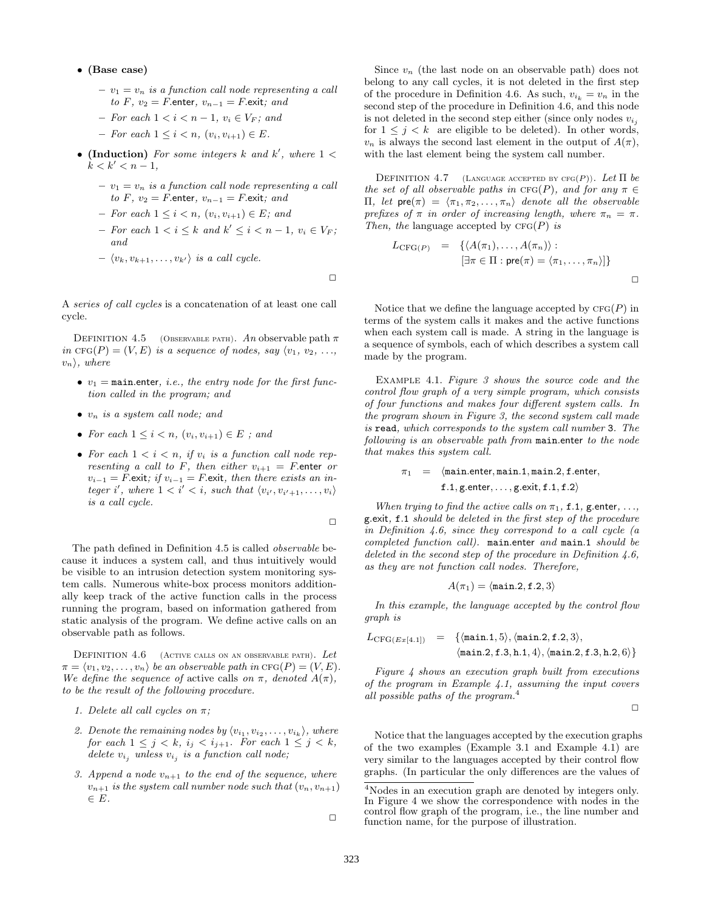- **(Base case)**
  - $v_1 = v_n$ *is a function call node representing a call to* $F$, $v_2 = F$.enter, $v_{n-1} = F$.exit*; and*
  - *For each* $1 < i < n-1$, $v_i \in V_F$*; and*
  - *For each* $1 \le i < n$, $(v_i, v_{i+1}) \in E$.
- **(Induction)** *For some integers* $k$ *and* $k'$*, where* $1 < k < k' < n-1$,
  - $v_1 = v_n$ *is a function call node representing a call to* $F$, $v_2 = F$.enter, $v_{n-1} = F$.exit*; and*
  - *For each* $1 \le i < n$, $(v_i, v_{i+1}) \in E$*; and*
  - *For each* $1 < i \le k$ *and* $k' \le i < n-1$, $v_i \in V_F$*; and*
  - $\langle v_k, v_{k+1}, \ldots, v_{k'} \rangle$ *is a call cycle.*

□

A *series of call cycles* is a concatenation of at least one call cycle.

Definition 4.5 (Observable path). *An* observable path $\pi$ *in* CFG$(P) = (V, E)$ *is a sequence of nodes, say* $\langle v_1, v_2, \ldots, v_n \rangle$*, where*

- $v_1 =$ main.enter*, i.e., the entry node for the first function called in the program; and*
- $v_n$ *is a system call node; and*
- *For each* $1 \le i < n$, $(v_i, v_{i+1}) \in E$ *; and*
- *For each* $1 < i < n$*, if* $v_i$ *is a function call node representing a call to* $F$*, then either* $v_{i+1} = F$.enter *or* $v_{i-1} = F$.exit*; if* $v_{i-1} = F$.exit*, then there exists an integer* $i'$*, where* $1 < i' < i$*, such that* $\langle v_{i'}, v_{i'+1}, \ldots, v_i \rangle$ *is a call cycle.*

□

The path defined in Definition 4.5 is called *observable* because it induces a system call, and thus intuitively would be visible to an intrusion detection system monitoring system calls. Numerous white-box process monitors additionally keep track of the active function calls in the process running the program, based on information gathered from static analysis of the program. We define active calls on an observable path as follows.

Definition 4.6 (Active calls on an observable path). *Let* $\pi = \langle v_1, v_2, \ldots, v_n \rangle$ *be an observable path in* CFG$(P) = (V, E)$*. We define the sequence of* active calls *on* $\pi$*, denoted* $A(\pi)$*, to be the result of the following procedure.*

1. *Delete all call cycles on* $\pi$*;*
2. *Denote the remaining nodes by* $\langle v_{i_1}, v_{i_2}, \ldots, v_{i_k} \rangle$*, where for each* $1 \le j < k$, $i_j < i_{j+1}$*. For each* $1 \le j < k$*, delete* $v_{i_j}$ *unless* $v_{i_j}$ *is a function call node;*
3. *Append a node* $v_{n+1}$ *to the end of the sequence, where* $v_{n+1}$ *is the system call number node such that* $(v_n, v_{n+1}) \in E$.

□

Since $v_n$ (the last node on an observable path) does not belong to any call cycles, it is not deleted in the first step of the procedure in Definition 4.6. As such, $v_{i_k} = v_n$ in the second step of the procedure in Definition 4.6, and this node is not deleted in the second step either (since only nodes $v_{i_j}$ for $1 \le j < k$ are eligible to be deleted). In other words, $v_n$ is always the second last element in the output of $A(\pi)$, with the last element being the system call number.

Definition 4.7 (Language accepted by CFG$(P)$). *Let* $\Pi$ *be the set of all observable paths in* CFG$(P)$*, and for any* $\pi \in \Pi$*, let* $\mathsf{pre}(\pi) = \langle \pi_1, \pi_2, \ldots, \pi_n \rangle$ *denote all the observable prefixes of* $\pi$ *in order of increasing length, where* $\pi_n = \pi$*. Then, the* language accepted by CFG$(P)$ *is*

$$L_{\text{CFG}(P)} = \{\langle A(\pi_1), \ldots, A(\pi_n) \rangle : [\exists \pi \in \Pi : \mathsf{pre}(\pi) = \langle \pi_1, \ldots, \pi_n \rangle]\}$$

□

Notice that we define the language accepted by CFG$(P)$ in terms of the system calls it makes and the active functions when each system call is made. A string in the language is a sequence of symbols, each of which describes a system call made by the program.

Example 4.1. *Figure 3 shows the source code and the control flow graph of a very simple program, which consists of four functions and makes four different system calls. In the program shown in Figure 3, the second system call made is* `read`*, which corresponds to the system call number* 3*. The following is an observable path from* main.enter *to the node that makes this system call.*

$$\pi_1 = \langle \text{main.enter}, \texttt{main.1}, \texttt{main.2}, \texttt{f}.\text{enter}, \texttt{f.1}, \texttt{g}.\text{enter}, \ldots, \texttt{g}.\text{exit}, \texttt{f.1}, \texttt{f.2} \rangle$$

*When trying to find the active calls on* $\pi_1$, `f.1`, g.enter, ..., g.exit, `f.1` *should be deleted in the first step of the procedure in Definition 4.6, since they correspond to a call cycle (a completed function call).* main.enter *and* `main.1` *should be deleted in the second step of the procedure in Definition 4.6, as they are not function call nodes. Therefore,*

$$A(\pi_1) = \langle \texttt{main.2}, \texttt{f.2}, 3 \rangle$$

*In this example, the language accepted by the control flow graph is*

$$L_{\text{CFG}(Ex[4.1])} = \{\langle \texttt{main.1}, 5 \rangle, \langle \texttt{main.2}, \texttt{f.2}, 3 \rangle, \langle \texttt{main.2}, \texttt{f.3}, \texttt{h.1}, 4 \rangle, \langle \texttt{main.2}, \texttt{f.3}, \texttt{h.2}, 6 \rangle\}$$

*Figure 4 shows an execution graph built from executions of the program in Example 4.1, assuming the input covers all possible paths of the program.*[4]

□

Notice that the languages accepted by the execution graphs of the two examples (Example 3.1 and Example 4.1) are very similar to the languages accepted by their control flow graphs. (In particular the only differences are the values of

[4] Nodes in an execution graph are denoted by integers only. In Figure 4 we show the correspondence with nodes in the control flow graph of the program, i.e., the line number and function name, for the purpose of illustration.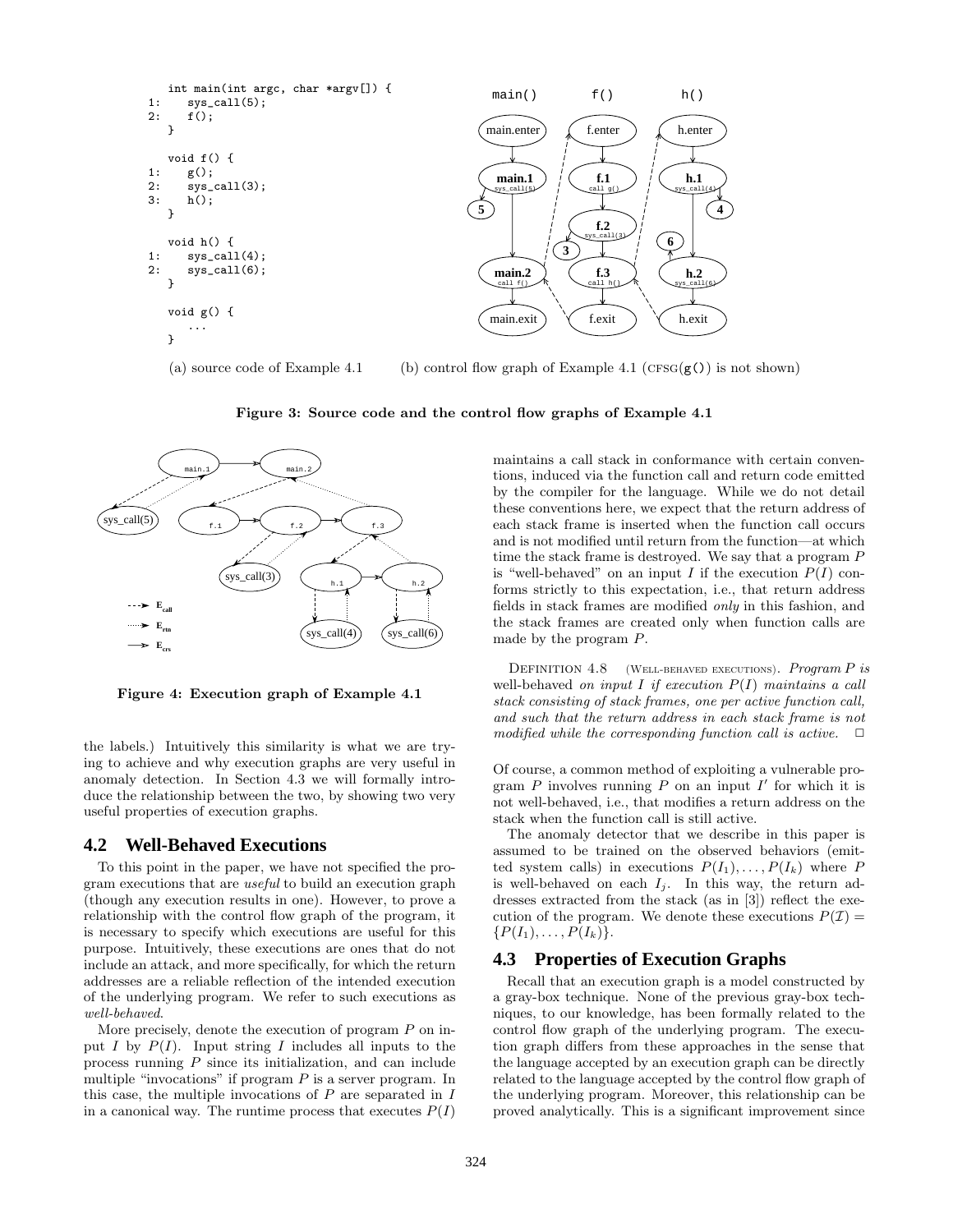```
   int main(int argc, char *argv[]) {
1:    sys_call(5);
2:    f();
   }

   void f() {
1:    g();
2:    sys_call(3);
3:    h();
   }

   void h() {
1:    sys_call(4);
2:    sys_call(6);
   }

   void g() {
      ...
   }
```

(a) source code of Example 4.1

main()
f()
h()
main.enter
f.enter
h.enter
main.1
sys_call(5)
f.1
call g()
h.1
sys_call(4)
5
4
f.2
sys_call(3)
3
6
main.2
call f()
f.3
call h()
h.2
sys_call(6)
main.exit
f.exit
h.exit

(b) control flow graph of Example 4.1 (CFSG(g()) is not shown)

**Figure 3: Source code and the control flow graphs of Example 4.1**

main.1
main.2
sys_call(5)
f.1
f.2
f.3
sys_call(3)
h.1
h.2
sys_call(4)
sys_call(6)
$E_{call}$
$E_{rtn}$
$E_{crs}$

**Figure 4: Execution graph of Example 4.1**

the labels.) Intuitively this similarity is what we are trying to achieve and why execution graphs are very useful in anomaly detection. In Section 4.3 we will formally introduce the relationship between the two, by showing two very useful properties of execution graphs.

## 4.2 Well-Behaved Executions

To this point in the paper, we have not specified the program executions that are *useful* to build an execution graph (though any execution results in one). However, to prove a relationship with the control flow graph of the program, it is necessary to specify which executions are useful for this purpose. Intuitively, these executions are ones that do not include an attack, and more specifically, for which the return addresses are a reliable reflection of the intended execution of the underlying program. We refer to such executions as *well-behaved*.

More precisely, denote the execution of program $P$ on input $I$ by $P(I)$. Input string $I$ includes all inputs to the process running $P$ since its initialization, and can include multiple "invocations" if program $P$ is a server program. In this case, the multiple invocations of $P$ are separated in $I$ in a canonical way. The runtime process that executes $P(I)$ maintains a call stack in conformance with certain conventions, induced via the function call and return code emitted by the compiler for the language. While we do not detail these conventions here, we expect that the return address of each stack frame is inserted when the function call occurs and is not modified until return from the function—at which time the stack frame is destroyed. We say that a program $P$ is "well-behaved" on an input $I$ if the execution $P(I)$ conforms strictly to this expectation, i.e., that return address fields in stack frames are modified *only* in this fashion, and the stack frames are created only when function calls are made by the program $P$.

DEFINITION 4.8 (WELL-BEHAVED EXECUTIONS). *Program $P$ is* well-behaved *on input $I$ if execution $P(I)$ maintains a call stack consisting of stack frames, one per active function call, and such that the return address in each stack frame is not modified while the corresponding function call is active.* □

Of course, a common method of exploiting a vulnerable program $P$ involves running $P$ on an input $I'$ for which it is not well-behaved, i.e., that modifies a return address on the stack when the function call is still active.

The anomaly detector that we describe in this paper is assumed to be trained on the observed behaviors (emitted system calls) in executions $P(I_1), \ldots, P(I_k)$ where $P$ is well-behaved on each $I_j$. In this way, the return addresses extracted from the stack (as in [3]) reflect the execution of the program. We denote these executions $P(\mathcal{I}) = \{P(I_1), \ldots, P(I_k)\}$.

## 4.3 Properties of Execution Graphs

Recall that an execution graph is a model constructed by a gray-box technique. None of the previous gray-box techniques, to our knowledge, has been formally related to the control flow graph of the underlying program. The execution graph differs from these approaches in the sense that the language accepted by an execution graph can be directly related to the language accepted by the control flow graph of the underlying program. Moreover, this relationship can be proved analytically. This is a significant improvement since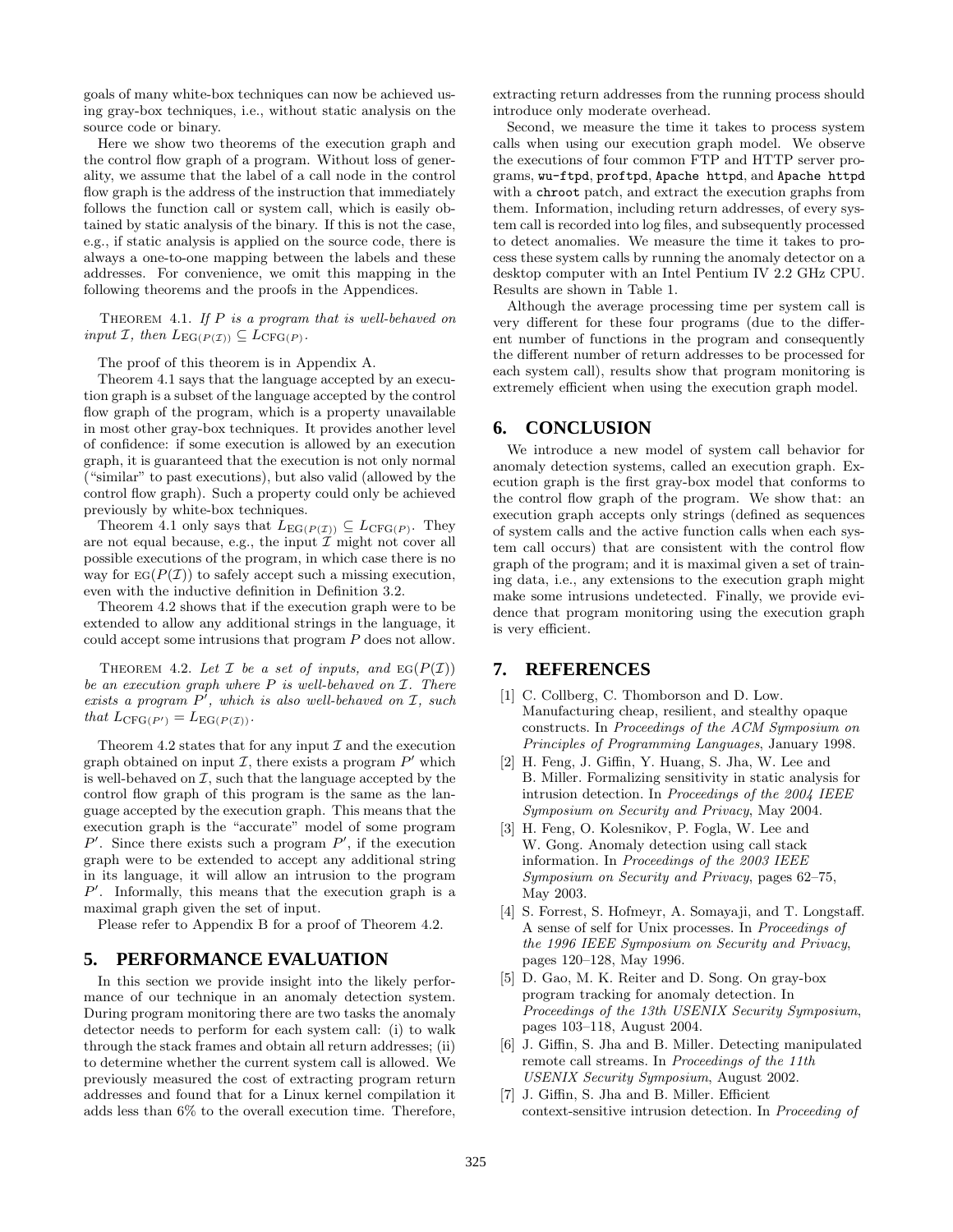goals of many white-box techniques can now be achieved using gray-box techniques, i.e., without static analysis on the source code or binary.

Here we show two theorems of the execution graph and the control flow graph of a program. Without loss of generality, we assume that the label of a call node in the control flow graph is the address of the instruction that immediately follows the function call or system call, which is easily obtained by static analysis of the binary. If this is not the case, e.g., if static analysis is applied on the source code, there is always a one-to-one mapping between the labels and these addresses. For convenience, we omit this mapping in the following theorems and the proofs in the Appendices.

THEOREM 4.1. *If $P$ is a program that is well-behaved on input $\mathcal{I}$, then $L_{\mathrm{EG}(P(\mathcal{I}))} \subseteq L_{\mathrm{CFG}(P)}$.*

The proof of this theorem is in Appendix A.

Theorem 4.1 says that the language accepted by an execution graph is a subset of the language accepted by the control flow graph of the program, which is a property unavailable in most other gray-box techniques. It provides another level of confidence: if some execution is allowed by an execution graph, it is guaranteed that the execution is not only normal ("similar" to past executions), but also valid (allowed by the control flow graph). Such a property could only be achieved previously by white-box techniques.

Theorem 4.1 only says that $L_{\mathrm{EG}(P(\mathcal{I}))} \subseteq L_{\mathrm{CFG}(P)}$. They are not equal because, e.g., the input $\mathcal{I}$ might not cover all possible executions of the program, in which case there is no way for $\mathrm{EG}(P(\mathcal{I}))$ to safely accept such a missing execution, even with the inductive definition in Definition 3.2.

Theorem 4.2 shows that if the execution graph were to be extended to allow any additional strings in the language, it could accept some intrusions that program $P$ does not allow.

THEOREM 4.2. *Let $\mathcal{I}$ be a set of inputs, and $\mathrm{EG}(P(\mathcal{I}))$ be an execution graph where $P$ is well-behaved on $\mathcal{I}$. There exists a program $P'$, which is also well-behaved on $\mathcal{I}$, such that $L_{\mathrm{CFG}(P')} = L_{\mathrm{EG}(P(\mathcal{I}))}$.*

Theorem 4.2 states that for any input $\mathcal{I}$ and the execution graph obtained on input $\mathcal{I}$, there exists a program $P'$ which is well-behaved on $\mathcal{I}$, such that the language accepted by the control flow graph of this program is the same as the language accepted by the execution graph. This means that the execution graph is the "accurate" model of some program $P'$. Since there exists such a program $P'$, if the execution graph were to be extended to accept any additional string in its language, it will allow an intrusion to the program $P'$. Informally, this means that the execution graph is a maximal graph given the set of input.

Please refer to Appendix B for a proof of Theorem 4.2.

## 5. PERFORMANCE EVALUATION

In this section we provide insight into the likely performance of our technique in an anomaly detection system. During program monitoring there are two tasks the anomaly detector needs to perform for each system call: (i) to walk through the stack frames and obtain all return addresses; (ii) to determine whether the current system call is allowed. We previously measured the cost of extracting program return addresses and found that for a Linux kernel compilation it adds less than 6% to the overall execution time. Therefore, extracting return addresses from the running process should introduce only moderate overhead.

Second, we measure the time it takes to process system calls when using our execution graph model. We observe the executions of four common FTP and HTTP server programs, `wu-ftpd`, `proftpd`, `Apache httpd`, and `Apache httpd` with a `chroot` patch, and extract the execution graphs from them. Information, including return addresses, of every system call is recorded into log files, and subsequently processed to detect anomalies. We measure the time it takes to process these system calls by running the anomaly detector on a desktop computer with an Intel Pentium IV 2.2 GHz CPU. Results are shown in Table 1.

Although the average processing time per system call is very different for these four programs (due to the different number of functions in the program and consequently the different number of return addresses to be processed for each system call), results show that program monitoring is extremely efficient when using the execution graph model.

## 6. CONCLUSION

We introduce a new model of system call behavior for anomaly detection systems, called an execution graph. Execution graph is the first gray-box model that conforms to the control flow graph of the program. We show that: an execution graph accepts only strings (defined as sequences of system calls and the active function calls when each system call occurs) that are consistent with the control flow graph of the program; and it is maximal given a set of training data, i.e., any extensions to the execution graph might make some intrusions undetected. Finally, we provide evidence that program monitoring using the execution graph is very efficient.

## 7. REFERENCES

[1] C. Collberg, C. Thomborson and D. Low. Manufacturing cheap, resilient, and stealthy opaque constructs. In *Proceedings of the ACM Symposium on Principles of Programming Languages*, January 1998.

[2] H. Feng, J. Giffin, Y. Huang, S. Jha, W. Lee and B. Miller. Formalizing sensitivity in static analysis for intrusion detection. In *Proceedings of the 2004 IEEE Symposium on Security and Privacy*, May 2004.

[3] H. Feng, O. Kolesnikov, P. Fogla, W. Lee and W. Gong. Anomaly detection using call stack information. In *Proceedings of the 2003 IEEE Symposium on Security and Privacy*, pages 62–75, May 2003.

[4] S. Forrest, S. Hofmeyr, A. Somayaji, and T. Longstaff. A sense of self for Unix processes. In *Proceedings of the 1996 IEEE Symposium on Security and Privacy*, pages 120–128, May 1996.

[5] D. Gao, M. K. Reiter and D. Song. On gray-box program tracking for anomaly detection. In *Proceedings of the 13th USENIX Security Symposium*, pages 103–118, August 2004.

[6] J. Giffin, S. Jha and B. Miller. Detecting manipulated remote call streams. In *Proceedings of the 11th USENIX Security Symposium*, August 2002.

[7] J. Giffin, S. Jha and B. Miller. Efficient context-sensitive intrusion detection. In *Proceeding of*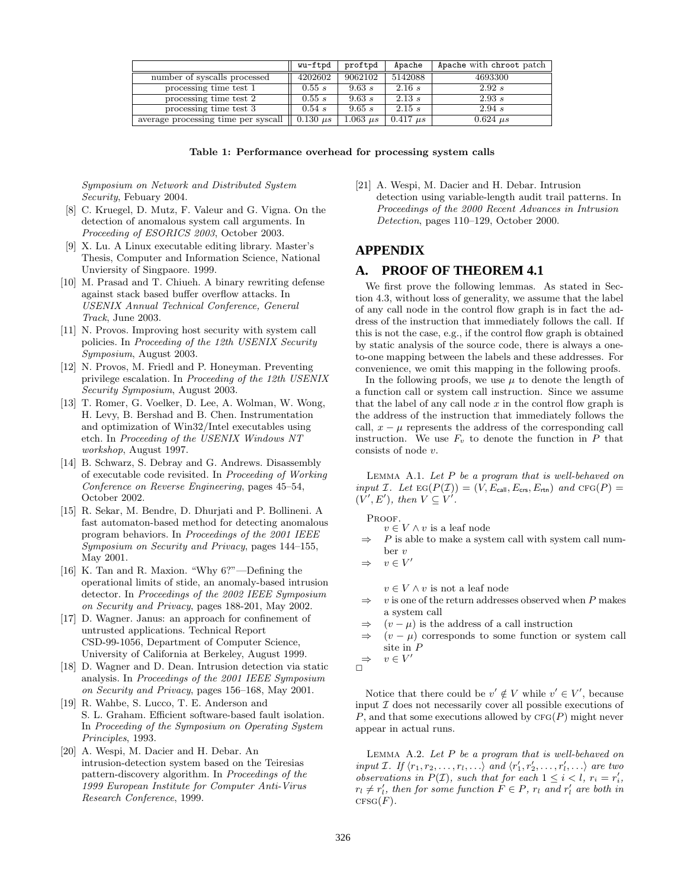|  | `wu-ftpd` | `proftpd` | `Apache` | `Apache` with `chroot` patch |
|---|---|---|---|---|
| number of syscalls processed | 4202602 | 9062102 | 5142088 | 4693300 |
| processing time test 1 | 0.55 $s$ | 9.63 $s$ | 2.16 $s$ | 2.92 $s$ |
| processing time test 2 | 0.55 $s$ | 9.63 $s$ | 2.13 $s$ | 2.93 $s$ |
| processing time test 3 | 0.54 $s$ | 9.65 $s$ | 2.15 $s$ | 2.94 $s$ |
| average processing time per syscall | 0.130 $\mu s$ | 1.063 $\mu s$ | 0.417 $\mu s$ | 0.624 $\mu s$ |

**Table 1: Performance overhead for processing system calls**

*Symposium on Network and Distributed System Security*, Febuary 2004.

[8] C. Kruegel, D. Mutz, F. Valeur and G. Vigna. On the detection of anomalous system call arguments. In *Proceeding of ESORICS 2003*, October 2003.

[9] X. Lu. A Linux executable editing library. Master's Thesis, Computer and Information Science, National Unviersity of Singpaore. 1999.

[10] M. Prasad and T. Chiueh. A binary rewriting defense against stack based buffer overflow attacks. In *USENIX Annual Technical Conference, General Track*, June 2003.

[11] N. Provos. Improving host security with system call policies. In *Proceeding of the 12th USENIX Security Symposium*, August 2003.

[12] N. Provos, M. Friedl and P. Honeyman. Preventing privilege escalation. In *Proceeding of the 12th USENIX Security Symposium*, August 2003.

[13] T. Romer, G. Voelker, D. Lee, A. Wolman, W. Wong, H. Levy, B. Bershad and B. Chen. Instrumentation and optimization of Win32/Intel executables using etch. In *Proceeding of the USENIX Windows NT workshop*, August 1997.

[14] B. Schwarz, S. Debray and G. Andrews. Disassembly of executable code revisited. In *Proceeding of Working Conference on Reverse Engineering*, pages 45–54, October 2002.

[15] R. Sekar, M. Bendre, D. Dhurjati and P. Bollineni. A fast automaton-based method for detecting anomalous program behaviors. In *Proceedings of the 2001 IEEE Symposium on Security and Privacy*, pages 144–155, May 2001.

[16] K. Tan and R. Maxion. "Why 6?"—Defining the operational limits of stide, an anomaly-based intrusion detector. In *Proceedings of the 2002 IEEE Symposium on Security and Privacy*, pages 188-201, May 2002.

[17] D. Wagner. Janus: an approach for confinement of untrusted applications. Technical Report CSD-99-1056, Department of Computer Science, University of California at Berkeley, August 1999.

[18] D. Wagner and D. Dean. Intrusion detection via static analysis. In *Proceedings of the 2001 IEEE Symposium on Security and Privacy*, pages 156–168, May 2001.

[19] R. Wahbe, S. Lucco, T. E. Anderson and S. L. Graham. Efficient software-based fault isolation. In *Proceeding of the Symposium on Operating System Principles*, 1993.

[20] A. Wespi, M. Dacier and H. Debar. An intrusion-detection system based on the Teiresias pattern-discovery algorithm. In *Proceedings of the 1999 European Institute for Computer Anti-Virus Research Conference*, 1999.

[21] A. Wespi, M. Dacier and H. Debar. Intrusion detection using variable-length audit trail patterns. In *Proceedings of the 2000 Recent Advances in Intrusion Detection*, pages 110–129, October 2000.

# APPENDIX

## A. PROOF OF THEOREM 4.1

We first prove the following lemmas. As stated in Section 4.3, without loss of generality, we assume that the label of any call node in the control flow graph is in fact the address of the instruction that immediately follows the call. If this is not the case, e.g., if the control flow graph is obtained by static analysis of the source code, there is always a one-to-one mapping between the labels and these addresses. For convenience, we omit this mapping in the following proofs.

In the following proofs, we use $\mu$ to denote the length of a function call or system call instruction. Since we assume that the label of any call node $x$ in the control flow graph is the address of the instruction that immediately follows the call, $x - \mu$ represents the address of the corresponding call instruction. We use $F_v$ to denote the function in $P$ that consists of node $v$.

LEMMA A.1. *Let $P$ be a program that is well-behaved on input $\mathcal{I}$. Let $\text{EG}(P(\mathcal{I})) = (V, E_{\text{call}}, E_{\text{crs}}, E_{\text{rtn}})$ and $\text{CFG}(P) = (V', E')$, then $V \subseteq V'$.*

PROOF.

$v \in V \wedge v$ is a leaf node

$\Rightarrow$ $P$ is able to make a system call with system call number $v$

$\Rightarrow$ $v \in V'$

$v \in V \wedge v$ is not a leaf node

$\Rightarrow$ $v$ is one of the return addresses observed when $P$ makes a system call

$\Rightarrow$ $(v - \mu)$ is the address of a call instruction

$\Rightarrow$ $(v - \mu)$ corresponds to some function or system call site in $P$

$\Rightarrow$ $v \in V'$

□

Notice that there could be $v' \notin V$ while $v' \in V'$, because input $\mathcal{I}$ does not necessarily cover all possible executions of $P$, and that some executions allowed by $\text{CFG}(P)$ might never appear in actual runs.

LEMMA A.2. *Let $P$ be a program that is well-behaved on input $\mathcal{I}$. If $\langle r_1, r_2, \ldots, r_l, \ldots \rangle$ and $\langle r'_1, r'_2, \ldots, r'_l, \ldots \rangle$ are two observations in $P(\mathcal{I})$, such that for each $1 \leq i < l$, $r_i = r'_i$, $r_l \neq r'_l$, then for some function $F \in P$, $r_l$ and $r'_l$ are both in $\text{CFSG}(F)$.*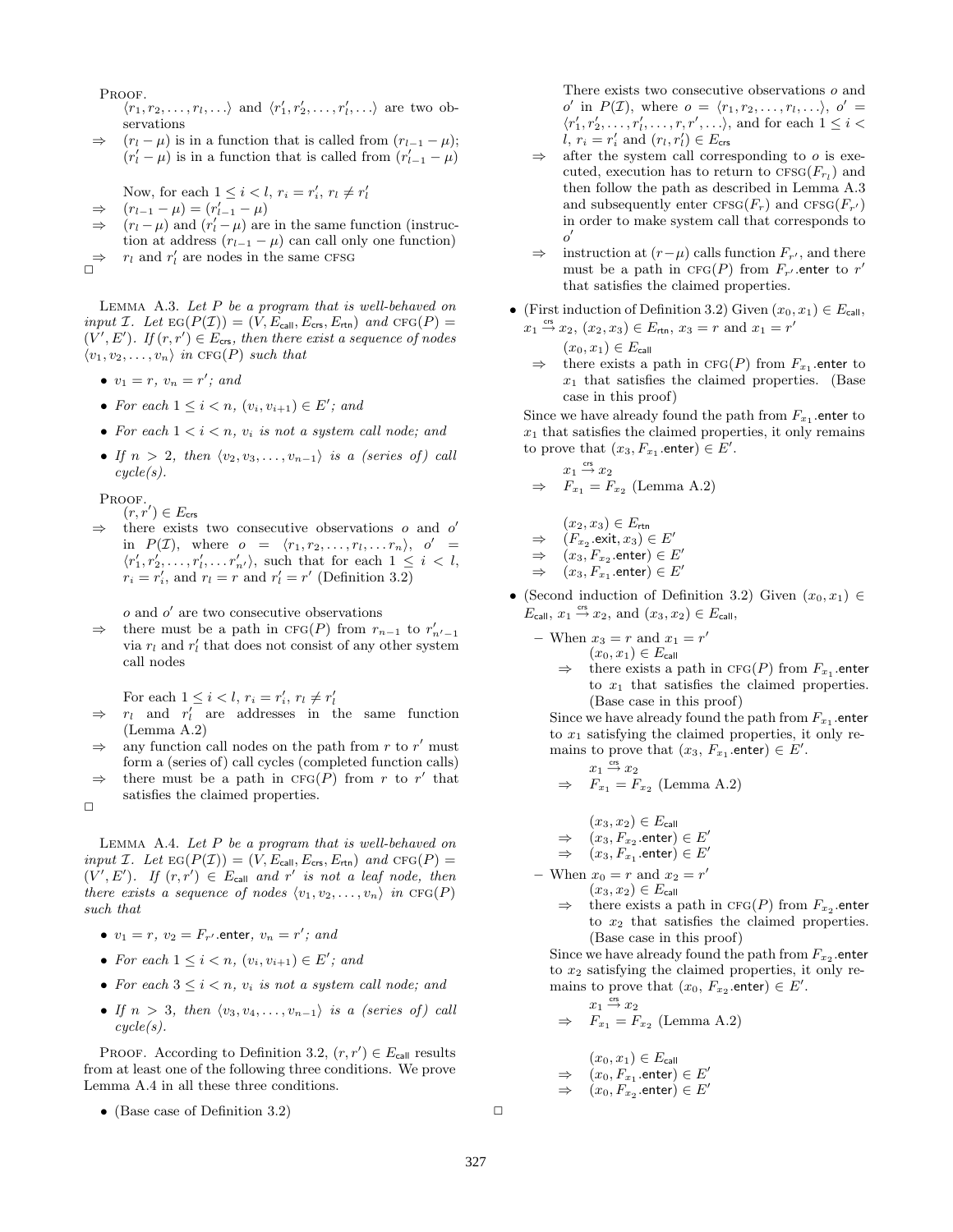PROOF.

$\langle r_1, r_2, \ldots, r_l, \ldots \rangle$ and $\langle r'_1, r'_2, \ldots, r'_l, \ldots \rangle$ are two observations

$\Rightarrow$ $(r_l - \mu)$ is in a function that is called from $(r_{l-1} - \mu)$; $(r'_l - \mu)$ is in a function that is called from $(r'_{l-1} - \mu)$

Now, for each $1 \leq i < l$, $r_i = r'_i$, $r_l \neq r'_l$

$\Rightarrow$ $(r_{l-1} - \mu) = (r'_{l-1} - \mu)$

$\Rightarrow$ $(r_l - \mu)$ and $(r'_l - \mu)$ are in the same function (instruction at address $(r_{l-1} - \mu)$ can call only one function)

$\Rightarrow$ $r_l$ and $r'_l$ are nodes in the same CFSG

□

LEMMA A.3. *Let $P$ be a program that is well-behaved on input $\mathcal{I}$. Let $\text{EG}(P(\mathcal{I})) = (V, E_{\mathsf{call}}, E_{\mathsf{crs}}, E_{\mathsf{rtn}})$ and $\text{CFG}(P) = (V', E')$. If $(r, r') \in E_{\mathsf{crs}}$, then there exist a sequence of nodes $\langle v_1, v_2, \ldots, v_n \rangle$ in $\text{CFG}(P)$ such that*

- *$v_1 = r$, $v_n = r'$; and*
- *For each $1 \leq i < n$, $(v_i, v_{i+1}) \in E'$; and*
- *For each $1 < i < n$, $v_i$ is not a system call node; and*
- *If $n > 2$, then $\langle v_2, v_3, \ldots, v_{n-1} \rangle$ is a (series of) call cycle(s).*

PROOF.

$(r, r') \in E_{\mathsf{crs}}$

$\Rightarrow$ there exists two consecutive observations $o$ and $o'$ in $P(\mathcal{I})$, where $o = \langle r_1, r_2, \ldots, r_l, \ldots r_n \rangle$, $o' = \langle r'_1, r'_2, \ldots, r'_l, \ldots r'_{n'} \rangle$, such that for each $1 \leq i < l$, $r_i = r'_i$, and $r_l = r$ and $r'_l = r'$ (Definition 3.2)

$o$ and $o'$ are two consecutive observations

$\Rightarrow$ there must be a path in $\text{CFG}(P)$ from $r_{n-1}$ to $r'_{n'-1}$ via $r_l$ and $r'_l$ that does not consist of any other system call nodes

For each $1 \leq i < l$, $r_i = r'_i$, $r_l \neq r'_l$

$\Rightarrow$ $r_l$ and $r'_l$ are addresses in the same function (Lemma A.2)

$\Rightarrow$ any function call nodes on the path from $r$ to $r'$ must form a (series of) call cycles (completed function calls)

$\Rightarrow$ there must be a path in $\text{CFG}(P)$ from $r$ to $r'$ that satisfies the claimed properties.

□

LEMMA A.4. *Let $P$ be a program that is well-behaved on input $\mathcal{I}$. Let $\text{EG}(P(\mathcal{I})) = (V, E_{\mathsf{call}}, E_{\mathsf{crs}}, E_{\mathsf{rtn}})$ and $\text{CFG}(P) = (V', E')$. If $(r, r') \in E_{\mathsf{call}}$ and $r'$ is not a leaf node, then there exists a sequence of nodes $\langle v_1, v_2, \ldots, v_n \rangle$ in $\text{CFG}(P)$ such that*

- *$v_1 = r$, $v_2 = F_{r'}.\mathsf{enter}$, $v_n = r'$; and*
- *For each $1 \leq i < n$, $(v_i, v_{i+1}) \in E'$; and*
- *For each $3 \leq i < n$, $v_i$ is not a system call node; and*
- *If $n > 3$, then $\langle v_3, v_4, \ldots, v_{n-1} \rangle$ is a (series of) call cycle(s).*

PROOF. According to Definition 3.2, $(r, r') \in E_{\mathsf{call}}$ results from at least one of the following three conditions. We prove Lemma A.4 in all these three conditions.

- (Base case of Definition 3.2)

  There exists two consecutive observations $o$ and $o'$ in $P(\mathcal{I})$, where $o = \langle r_1, r_2, \ldots, r_l, \ldots \rangle$, $o' = \langle r'_1, r'_2, \ldots, r'_l, \ldots, r, r', \ldots \rangle$, and for each $1 \leq i < l$, $r_i = r'_i$ and $(r_l, r'_l) \in E_{\mathsf{crs}}$

  $\Rightarrow$ after the system call corresponding to $o$ is executed, execution has to return to $\text{CFSG}(F_{r_l})$ and then follow the path as described in Lemma A.3 and subsequently enter $\text{CFSG}(F_r)$ and $\text{CFSG}(F_{r'})$ in order to make system call that corresponds to $o'$

  $\Rightarrow$ instruction at $(r - \mu)$ calls function $F_{r'}$, and there must be a path in $\text{CFG}(P)$ from $F_{r'}.\mathsf{enter}$ to $r'$ that satisfies the claimed properties.

- (First induction of Definition 3.2) Given $(x_0, x_1) \in E_{\mathsf{call}}$, $x_1 \overset{\mathsf{crs}}{\to} x_2$, $(x_2, x_3) \in E_{\mathsf{rtn}}$, $x_3 = r$ and $x_1 = r'$

  $(x_0, x_1) \in E_{\mathsf{call}}$

  $\Rightarrow$ there exists a path in $\text{CFG}(P)$ from $F_{x_1}.\mathsf{enter}$ to $x_1$ that satisfies the claimed properties. (Base case in this proof)

  Since we have already found the path from $F_{x_1}.\mathsf{enter}$ to $x_1$ that satisfies the claimed properties, it only remains to prove that $(x_3, F_{x_1}.\mathsf{enter}) \in E'$.

  $x_1 \overset{\mathsf{crs}}{\to} x_2$

  $\Rightarrow$ $F_{x_1} = F_{x_2}$ (Lemma A.2)

  $(x_2, x_3) \in E_{\mathsf{rtn}}$

  $\Rightarrow$ $(F_{x_2}.\mathsf{exit}, x_3) \in E'$

  $\Rightarrow$ $(x_3, F_{x_2}.\mathsf{enter}) \in E'$

  $\Rightarrow$ $(x_3, F_{x_1}.\mathsf{enter}) \in E'$

- (Second induction of Definition 3.2) Given $(x_0, x_1) \in E_{\mathsf{call}}$, $x_1 \overset{\mathsf{crs}}{\to} x_2$, and $(x_3, x_2) \in E_{\mathsf{call}}$,

  - When $x_3 = r$ and $x_1 = r'$

    $(x_0, x_1) \in E_{\mathsf{call}}$

    $\Rightarrow$ there exists a path in $\text{CFG}(P)$ from $F_{x_1}.\mathsf{enter}$ to $x_1$ that satisfies the claimed properties. (Base case in this proof)

    Since we have already found the path from $F_{x_1}.\mathsf{enter}$ to $x_1$ satisfying the claimed properties, it only remains to prove that $(x_3, F_{x_1}.\mathsf{enter}) \in E'$.

    $x_1 \overset{\mathsf{crs}}{\to} x_2$

    $\Rightarrow$ $F_{x_1} = F_{x_2}$ (Lemma A.2)

    $(x_3, x_2) \in E_{\mathsf{call}}$

    $\Rightarrow$ $(x_3, F_{x_2}.\mathsf{enter}) \in E'$

    $\Rightarrow$ $(x_3, F_{x_1}.\mathsf{enter}) \in E'$

  - When $x_0 = r$ and $x_2 = r'$

    $(x_3, x_2) \in E_{\mathsf{call}}$

    $\Rightarrow$ there exists a path in $\text{CFG}(P)$ from $F_{x_2}.\mathsf{enter}$ to $x_2$ that satisfies the claimed properties. (Base case in this proof)

    Since we have already found the path from $F_{x_2}.\mathsf{enter}$ to $x_2$ satisfying the claimed properties, it only remains to prove that $(x_0, F_{x_2}.\mathsf{enter}) \in E'$.

    $x_1 \overset{\mathsf{crs}}{\to} x_2$

    $\Rightarrow$ $F_{x_1} = F_{x_2}$ (Lemma A.2)

    $(x_0, x_1) \in E_{\mathsf{call}}$

    $\Rightarrow$ $(x_0, F_{x_1}.\mathsf{enter}) \in E'$

    $\Rightarrow$ $(x_0, F_{x_2}.\mathsf{enter}) \in E'$

□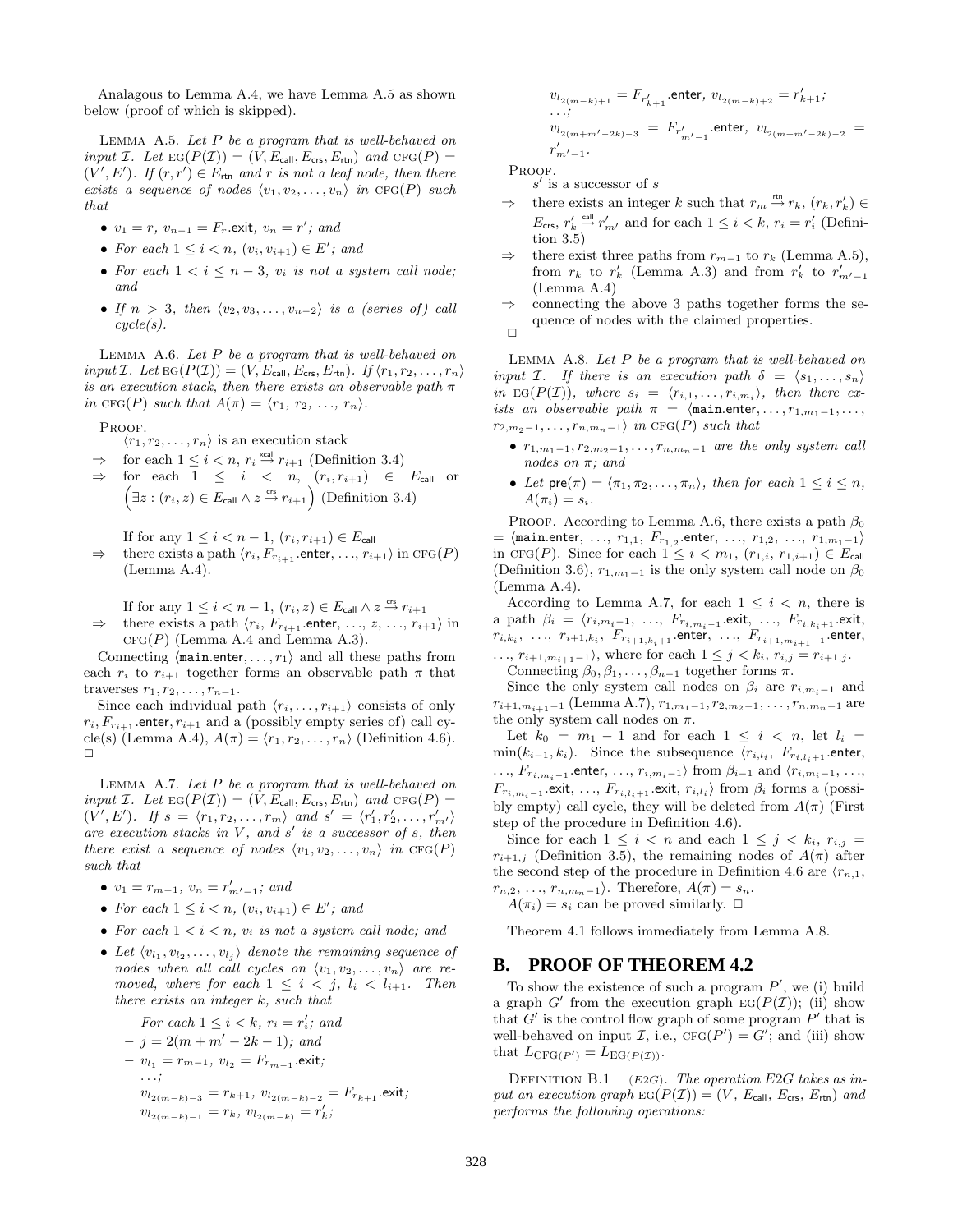Analagous to Lemma A.4, we have Lemma A.5 as shown below (proof of which is skipped).

LEMMA A.5. *Let $P$ be a program that is well-behaved on input $\mathcal{I}$. Let $\text{EG}(P(\mathcal{I})) = (V, E_{\mathsf{call}}, E_{\mathsf{crs}}, E_{\mathsf{rtn}})$ and $\text{CFG}(P) = (V', E')$. If $(r, r') \in E_{\mathsf{rtn}}$ and $r$ is not a leaf node, then there exists a sequence of nodes $\langle v_1, v_2, \ldots, v_n \rangle$ in $\text{CFG}(P)$ such that*

- *$v_1 = r$, $v_{n-1} = F_r.\mathsf{exit}$, $v_n = r'$; and*
- *For each $1 \leq i < n$, $(v_i, v_{i+1}) \in E'$; and*
- *For each $1 < i \leq n - 3$, $v_i$ is not a system call node; and*
- *If $n > 3$, then $\langle v_2, v_3, \ldots, v_{n-2} \rangle$ is a (series of) call cycle(s).*

LEMMA A.6. *Let $P$ be a program that is well-behaved on input $\mathcal{I}$. Let $\text{EG}(P(\mathcal{I})) = (V, E_{\mathsf{call}}, E_{\mathsf{crs}}, E_{\mathsf{rtn}})$. If $\langle r_1, r_2, \ldots, r_n \rangle$ is an execution stack, then there exists an observable path $\pi$ in $\text{CFG}(P)$ such that $A(\pi) = \langle r_1, r_2, \ldots, r_n \rangle$.*

PROOF.

$\langle r_1, r_2, \ldots, r_n \rangle$ is an execution stack

$\Rightarrow$ for each $1 \leq i < n$, $r_i \stackrel{\mathsf{xcall}}{\rightarrow} r_{i+1}$ (Definition 3.4)

$\Rightarrow$ for each $1 \leq i < n$, $(r_i, r_{i+1}) \in E_{\mathsf{call}}$ or $\left(\exists z : (r_i, z) \in E_{\mathsf{call}} \wedge z \stackrel{\mathsf{crs}}{\rightarrow} r_{i+1}\right)$ (Definition 3.4)

If for any $1 \leq i < n - 1$, $(r_i, r_{i+1}) \in E_{\mathsf{call}}$

$\Rightarrow$ there exists a path $\langle r_i, F_{r_{i+1}}.\mathsf{enter}, \ldots, r_{i+1} \rangle$ in $\text{CFG}(P)$ (Lemma A.4).

If for any $1 \leq i < n - 1$, $(r_i, z) \in E_{\mathsf{call}} \wedge z \stackrel{\mathsf{crs}}{\rightarrow} r_{i+1}$

$\Rightarrow$ there exists a path $\langle r_i, F_{r_{i+1}}.\mathsf{enter}, \ldots, z, \ldots, r_{i+1} \rangle$ in $\text{CFG}(P)$ (Lemma A.4 and Lemma A.3).

Connecting $\langle \mathtt{main}.\mathsf{enter}, \ldots, r_1 \rangle$ and all these paths from each $r_i$ to $r_{i+1}$ together forms an observable path $\pi$ that traverses $r_1, r_2, \ldots, r_{n-1}$.

Since each individual path $\langle r_i, \ldots, r_{i+1} \rangle$ consists of only $r_i, F_{r_{i+1}}.\mathsf{enter}, r_{i+1}$ and a (possibly empty series of) call cycle(s) (Lemma A.4), $A(\pi) = \langle r_1, r_2, \ldots, r_n \rangle$ (Definition 4.6). $\square$

LEMMA A.7. *Let $P$ be a program that is well-behaved on input $\mathcal{I}$. Let $\text{EG}(P(\mathcal{I})) = (V, E_{\mathsf{call}}, E_{\mathsf{crs}}, E_{\mathsf{rtn}})$ and $\text{CFG}(P) = (V', E')$. If $s = \langle r_1, r_2, \ldots, r_m \rangle$ and $s' = \langle r'_1, r'_2, \ldots, r'_{m'} \rangle$ are execution stacks in $V$, and $s'$ is a successor of $s$, then there exist a sequence of nodes $\langle v_1, v_2, \ldots, v_n \rangle$ in $\text{CFG}(P)$ such that*

- *$v_1 = r_{m-1}$, $v_n = r'_{m'-1}$; and*
- *For each $1 \leq i < n$, $(v_i, v_{i+1}) \in E'$; and*
- *For each $1 < i < n$, $v_i$ is not a system call node; and*
- *Let $\langle v_{l_1}, v_{l_2}, \ldots, v_{l_j} \rangle$ denote the remaining sequence of nodes when all call cycles on $\langle v_1, v_2, \ldots, v_n \rangle$ are removed, where for each $1 \leq i < j$, $l_i < l_{i+1}$. Then there exists an integer $k$, such that*
  - *For each $1 \leq i < k$, $r_i = r'_i$; and*
  - *$j = 2(m + m' - 2k - 1)$; and*
  - *$v_{l_1} = r_{m-1}$, $v_{l_2} = F_{r_{m-1}}.\mathsf{exit}$;*
    *...;*
    *$v_{l_{2(m-k)-3}} = r_{k+1}$, $v_{l_{2(m-k)-2}} = F_{r_{k+1}}.\mathsf{exit}$;*
    *$v_{l_{2(m-k)-1}} = r_k$, $v_{l_{2(m-k)}} = r'_k$;*
    *$v_{l_{2(m-k)+1}} = F_{r'_{k+1}}.\mathsf{enter}$, $v_{l_{2(m-k)+2}} = r'_{k+1}$;*
    *...;*
    *$v_{l_{2(m+m'-2k)-3}} = F_{r'_{m'-1}}.\mathsf{enter}$, $v_{l_{2(m+m'-2k)-2}} = r'_{m'-1}$.*

PROOF.

$s'$ is a successor of $s$

$\Rightarrow$ there exists an integer $k$ such that $r_m \stackrel{\mathsf{rtn}}{\rightarrow} r_k$, $(r_k, r'_k) \in E_{\mathsf{crs}}$, $r'_k \stackrel{\mathsf{call}}{\rightarrow} r'_{m'}$ and for each $1 \leq i < k$, $r_i = r'_i$ (Definition 3.5)

$\Rightarrow$ there exist three paths from $r_{m-1}$ to $r_k$ (Lemma A.5), from $r_k$ to $r'_k$ (Lemma A.3) and from $r'_k$ to $r'_{m'-1}$ (Lemma A.4)

$\Rightarrow$ connecting the above 3 paths together forms the sequence of nodes with the claimed properties.

$\square$

LEMMA A.8. *Let $P$ be a program that is well-behaved on input $\mathcal{I}$. If there is an execution path $\delta = \langle s_1, \ldots, s_n \rangle$ in $\text{EG}(P(\mathcal{I}))$, where $s_i = \langle r_{i,1}, \ldots, r_{i,m_i} \rangle$, then there exists an observable path $\pi = \langle \mathtt{main}.\mathsf{enter}, \ldots, r_{1,m_1-1}, \ldots, r_{2,m_2-1}, \ldots, r_{n,m_n-1} \rangle$ in $\text{CFG}(P)$ such that*

- *$r_{1,m_1-1}, r_{2,m_2-1}, \ldots, r_{n,m_n-1}$ are the only system call nodes on $\pi$; and*
- *Let $\mathsf{pre}(\pi) = \langle \pi_1, \pi_2, \ldots, \pi_n \rangle$, then for each $1 \leq i \leq n$, $A(\pi_i) = s_i$.*

PROOF. According to Lemma A.6, there exists a path $\beta_0 = \langle \mathtt{main}.\mathsf{enter}, \ldots, r_{1,1}, F_{r_{1,2}}.\mathsf{enter}, \ldots, r_{1,2}, \ldots, r_{1,m_1-1} \rangle$ in $\text{CFG}(P)$. Since for each $1 \leq i < m_1$, $(r_{1,i}, r_{1,i+1}) \in E_{\mathsf{call}}$ (Definition 3.6), $r_{1,m_1-1}$ is the only system call node on $\beta_0$ (Lemma A.4).

According to Lemma A.7, for each $1 \leq i < n$, there is a path $\beta_i = \langle r_{i,m_i-1}, \ldots, F_{r_{i,m_i-1}}.\mathsf{exit}, \ldots, F_{r_{i,k_i+1}}.\mathsf{exit}, r_{i,k_i}, \ldots, r_{i+1,k_i}, F_{r_{i+1,k_i+1}}.\mathsf{enter}, \ldots, F_{r_{i+1,m_{i+1}-1}}.\mathsf{enter}, \ldots, r_{i+1,m_{i+1}-1} \rangle$, where for each $1 \leq j < k_i$, $r_{i,j} = r_{i+1,j}$.

Connecting $\beta_0, \beta_1, \ldots, \beta_{n-1}$ together forms $\pi$.

Since the only system call nodes on $\beta_i$ are $r_{i,m_i-1}$ and $r_{i+1,m_{i+1}-1}$ (Lemma A.7), $r_{1,m_1-1}, r_{2,m_2-1}, \ldots, r_{n,m_n-1}$ are the only system call nodes on $\pi$.

Let $k_0 = m_1 - 1$ and for each $1 \leq i < n$, let $l_i = \min(k_{i-1}, k_i)$. Since the subsequence $\langle r_{i,l_i}, F_{r_{i,l_i+1}}.\mathsf{enter}, \ldots, F_{r_{i,m_i-1}}.\mathsf{enter}, \ldots, r_{i,m_i-1} \rangle$ from $\beta_{i-1}$ and $\langle r_{i,m_i-1}, \ldots, F_{r_{i,m_i-1}}.\mathsf{exit}, \ldots, F_{r_{i,l_i+1}}.\mathsf{exit}, r_{i,l_i} \rangle$ from $\beta_i$ forms a (possibly empty) call cycle, they will be deleted from $A(\pi)$ (First step of the procedure in Definition 4.6).

Since for each $1 \leq i < n$ and each $1 \leq j < k_i$, $r_{i,j} = r_{i+1,j}$ (Definition 3.5), the remaining nodes of $A(\pi)$ after the second step of the procedure in Definition 4.6 are $\langle r_{n,1}, r_{n,2}, \ldots, r_{n,m_n-1} \rangle$. Therefore, $A(\pi) = s_n$.

$A(\pi_i) = s_i$ can be proved similarly. $\square$

Theorem 4.1 follows immediately from Lemma A.8.

## B. PROOF OF THEOREM 4.2

To show the existence of such a program $P'$, we (i) build a graph $G'$ from the execution graph $\text{EG}(P(\mathcal{I}))$; (ii) show that $G'$ is the control flow graph of some program $P'$ that is well-behaved on input $\mathcal{I}$, i.e., $\text{CFG}(P') = G'$; and (iii) show that $L_{\text{CFG}(P')} = L_{\text{EG}(P(\mathcal{I}))}$.

DEFINITION B.1 (*E2G*). *The operation E2G takes as input an execution graph $\text{EG}(P(\mathcal{I})) = (V, E_{\mathsf{call}}, E_{\mathsf{crs}}, E_{\mathsf{rtn}})$ and performs the following operations:*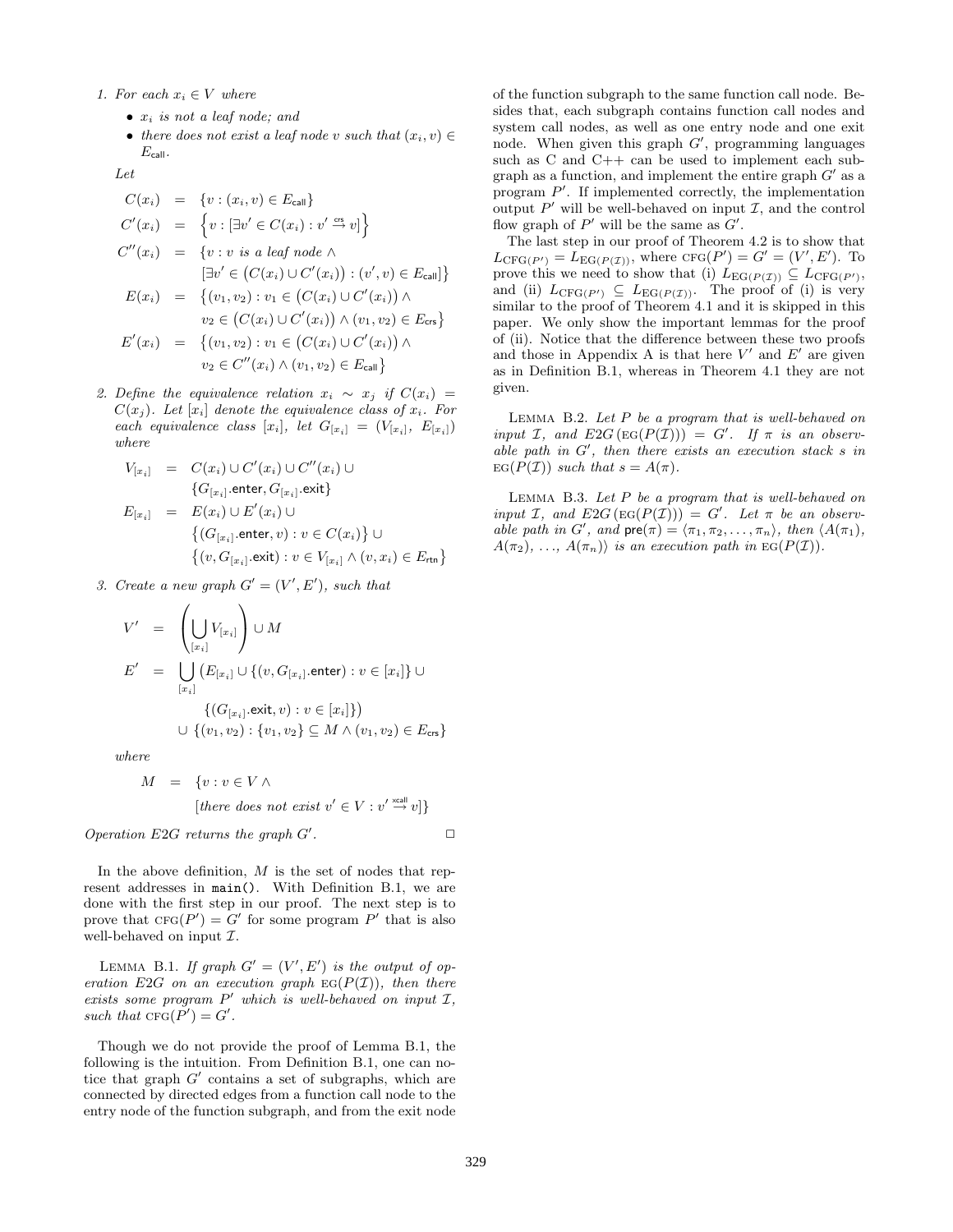1. *For each $x_i \in V$ where*
   - *$x_i$ is not a leaf node; and*
   - *there does not exist a leaf node $v$ such that $(x_i, v) \in E_{\mathsf{call}}$.*

   *Let*

$$
\begin{aligned}
C(x_i) &= \{v : (x_i, v) \in E_{\mathsf{call}}\} \\
C'(x_i) &= \left\{v : [\exists v' \in C(x_i) : v' \overset{\mathsf{crs}}{\to} v]\right\} \\
C''(x_i) &= \{v : v \text{ is a leaf node} \wedge \\
&\qquad [\exists v' \in \left(C(x_i) \cup C'(x_i)\right) : (v', v) \in E_{\mathsf{call}}]\} \\
E(x_i) &= \{(v_1, v_2) : v_1 \in \left(C(x_i) \cup C'(x_i)\right) \wedge \\
&\qquad v_2 \in \left(C(x_i) \cup C'(x_i)\right) \wedge (v_1, v_2) \in E_{\mathsf{crs}}\} \\
E'(x_i) &= \{(v_1, v_2) : v_1 \in \left(C(x_i) \cup C'(x_i)\right) \wedge \\
&\qquad v_2 \in C''(x_i) \wedge (v_1, v_2) \in E_{\mathsf{call}}\}
\end{aligned}
$$

2. *Define the equivalence relation $x_i \sim x_j$ if $C(x_i) = C(x_j)$. Let $[x_i]$ denote the equivalence class of $x_i$. For each equivalence class $[x_i]$, let $G_{[x_i]} = (V_{[x_i]}, E_{[x_i]})$ where*

$$
\begin{aligned}
V_{[x_i]} &= C(x_i) \cup C'(x_i) \cup C''(x_i) \cup \\
&\qquad \{G_{[x_i]}.\mathsf{enter}, G_{[x_i]}.\mathsf{exit}\} \\
E_{[x_i]} &= E(x_i) \cup E'(x_i) \cup \\
&\qquad \{(G_{[x_i]}.\mathsf{enter}, v) : v \in C(x_i)\} \cup \\
&\qquad \{(v, G_{[x_i]}.\mathsf{exit}) : v \in V_{[x_i]} \wedge (v, x_i) \in E_{\mathsf{rtn}}\}
\end{aligned}
$$

3. *Create a new graph $G' = (V', E')$, such that*

$$
\begin{aligned}
V' &= \left(\bigcup_{[x_i]} V_{[x_i]}\right) \cup M \\
E' &= \bigcup_{[x_i]} \big(E_{[x_i]} \cup \{(v, G_{[x_i]}.\mathsf{enter}) : v \in [x_i]\} \cup \\
&\qquad \{(G_{[x_i]}.\mathsf{exit}, v) : v \in [x_i]\}\big) \\
&\qquad \cup \{(v_1, v_2) : \{v_1, v_2\} \subseteq M \wedge (v_1, v_2) \in E_{\mathsf{crs}}\}
\end{aligned}
$$

   *where*

$$
\begin{aligned}
M &= \{v : v \in V \wedge \\
&\qquad [\text{there does not exist } v' \in V : v' \overset{\mathsf{xcall}}{\to} v]\}
\end{aligned}
$$

*Operation E2G returns the graph $G'$.* □

In the above definition, $M$ is the set of nodes that represent addresses in `main()`. With Definition B.1, we are done with the first step in our proof. The next step is to prove that $\text{CFG}(P') = G'$ for some program $P'$ that is also well-behaved on input $\mathcal{I}$.

Lemma B.1. *If graph $G' = (V', E')$ is the output of operation E2G on an execution graph $\text{EG}(P(\mathcal{I}))$, then there exists some program $P'$ which is well-behaved on input $\mathcal{I}$, such that $\text{CFG}(P') = G'$.*

Though we do not provide the proof of Lemma B.1, the following is the intuition. From Definition B.1, one can notice that graph $G'$ contains a set of subgraphs, which are connected by directed edges from a function call node to the entry node of the function subgraph, and from the exit node of the function subgraph to the same function call node. Besides that, each subgraph contains function call nodes and system call nodes, as well as one entry node and one exit node. When given this graph $G'$, programming languages such as C and C++ can be used to implement each subgraph as a function, and implement the entire graph $G'$ as a program $P'$. If implemented correctly, the implementation output $P'$ will be well-behaved on input $\mathcal{I}$, and the control flow graph of $P'$ will be the same as $G'$.

The last step in our proof of Theorem 4.2 is to show that $L_{\text{CFG}(P')} = L_{\text{EG}(P(\mathcal{I}))}$, where $\text{CFG}(P') = G' = (V', E')$. To prove this we need to show that (i) $L_{\text{EG}(P(\mathcal{I}))} \subseteq L_{\text{CFG}(P')}$, and (ii) $L_{\text{CFG}(P')} \subseteq L_{\text{EG}(P(\mathcal{I}))}$. The proof of (i) is very similar to the proof of Theorem 4.1 and it is skipped in this paper. We only show the important lemmas for the proof of (ii). Notice that the difference between these two proofs and those in Appendix A is that here $V'$ and $E'$ are given as in Definition B.1, whereas in Theorem 4.1 they are not given.

Lemma B.2. *Let $P$ be a program that is well-behaved on input $\mathcal{I}$, and $E2G\,(\text{EG}(P(\mathcal{I}))) = G'$. If $\pi$ is an observable path in $G'$, then there exists an execution stack $s$ in $\text{EG}(P(\mathcal{I}))$ such that $s = A(\pi)$.*

Lemma B.3. *Let $P$ be a program that is well-behaved on input $\mathcal{I}$, and $E2G\,(\text{EG}(P(\mathcal{I}))) = G'$. Let $\pi$ be an observable path in $G'$, and $\mathsf{pre}(\pi) = \langle \pi_1, \pi_2, \ldots, \pi_n \rangle$, then $\langle A(\pi_1), A(\pi_2), \ldots, A(\pi_n) \rangle$ is an execution path in $\text{EG}(P(\mathcal{I}))$.*